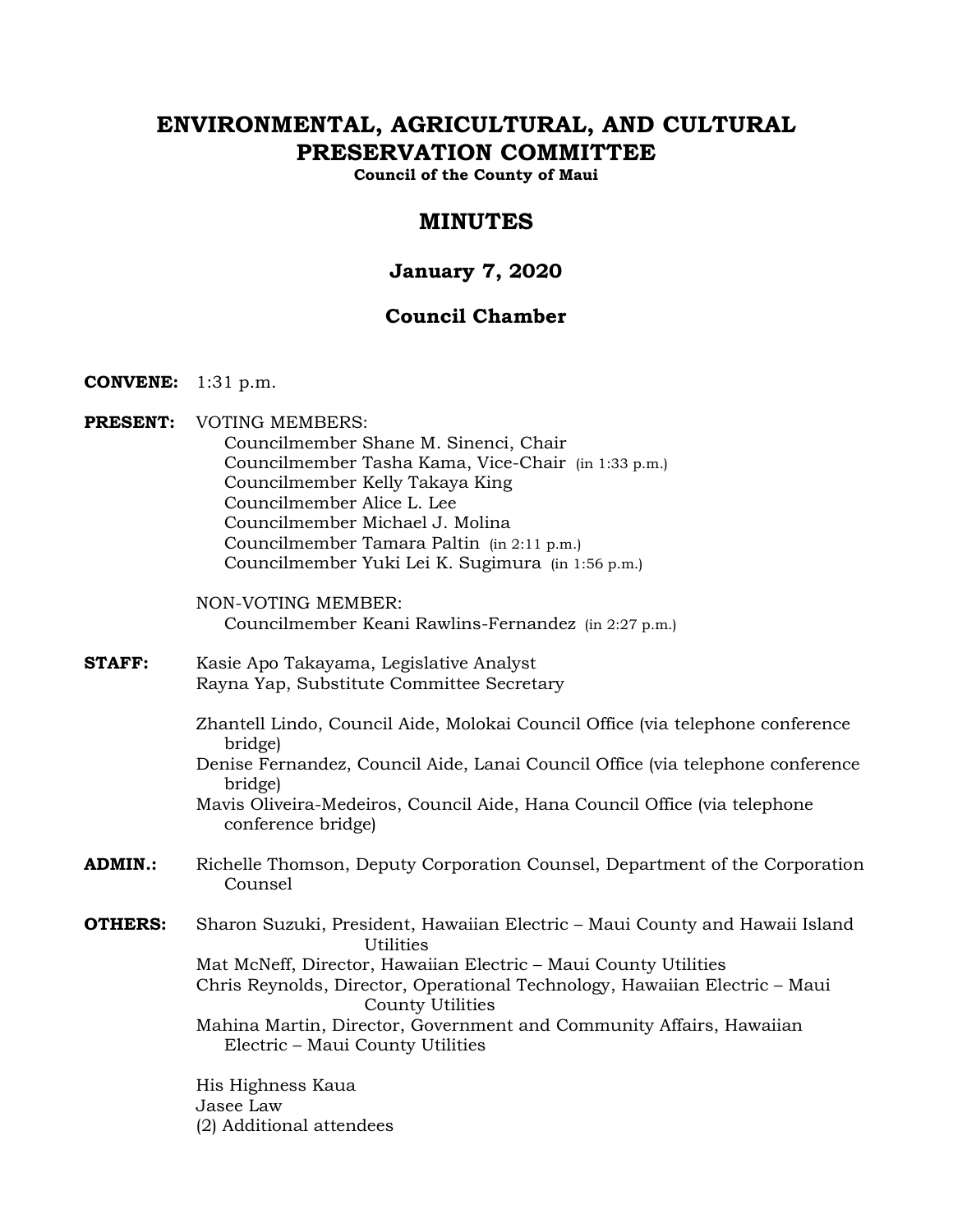# ENVIRONMENTAL, AGRICULTURAL, AND CULTURAL PRESERVATION COMMITTEE

**Council of the County of Maui**

## MINUTES

### January 7, 2020

### Council Chamber

**CONVENE:** 1:31 p.m.

**PRESENT:** VOTING MEMBERS:
Councilmember Shane M. Sinenci, Chair
Councilmember Tasha Kama, Vice-Chair (in 1:33 p.m.)
Councilmember Kelly Takaya King
Councilmember Alice L. Lee
Councilmember Michael J. Molina
Councilmember Tamara Paltin (in 2:11 p.m.)
Councilmember Yuki Lei K. Sugimura (in 1:56 p.m.)

NON-VOTING MEMBER:
Councilmember Keani Rawlins-Fernandez (in 2:27 p.m.)

**STAFF:** Kasie Apo Takayama, Legislative Analyst
Rayna Yap, Substitute Committee Secretary

Zhantell Lindo, Council Aide, Molokai Council Office (via telephone conference bridge)
Denise Fernandez, Council Aide, Lanai Council Office (via telephone conference bridge)
Mavis Oliveira-Medeiros, Council Aide, Hana Council Office (via telephone conference bridge)

**ADMIN.:** Richelle Thomson, Deputy Corporation Counsel, Department of the Corporation Counsel

**OTHERS:** Sharon Suzuki, President, Hawaiian Electric – Maui County and Hawaii Island Utilities
Mat McNeff, Director, Hawaiian Electric – Maui County Utilities
Chris Reynolds, Director, Operational Technology, Hawaiian Electric – Maui County Utilities
Mahina Martin, Director, Government and Community Affairs, Hawaiian Electric – Maui County Utilities

His Highness Kaua
Jasee Law
(2) Additional attendees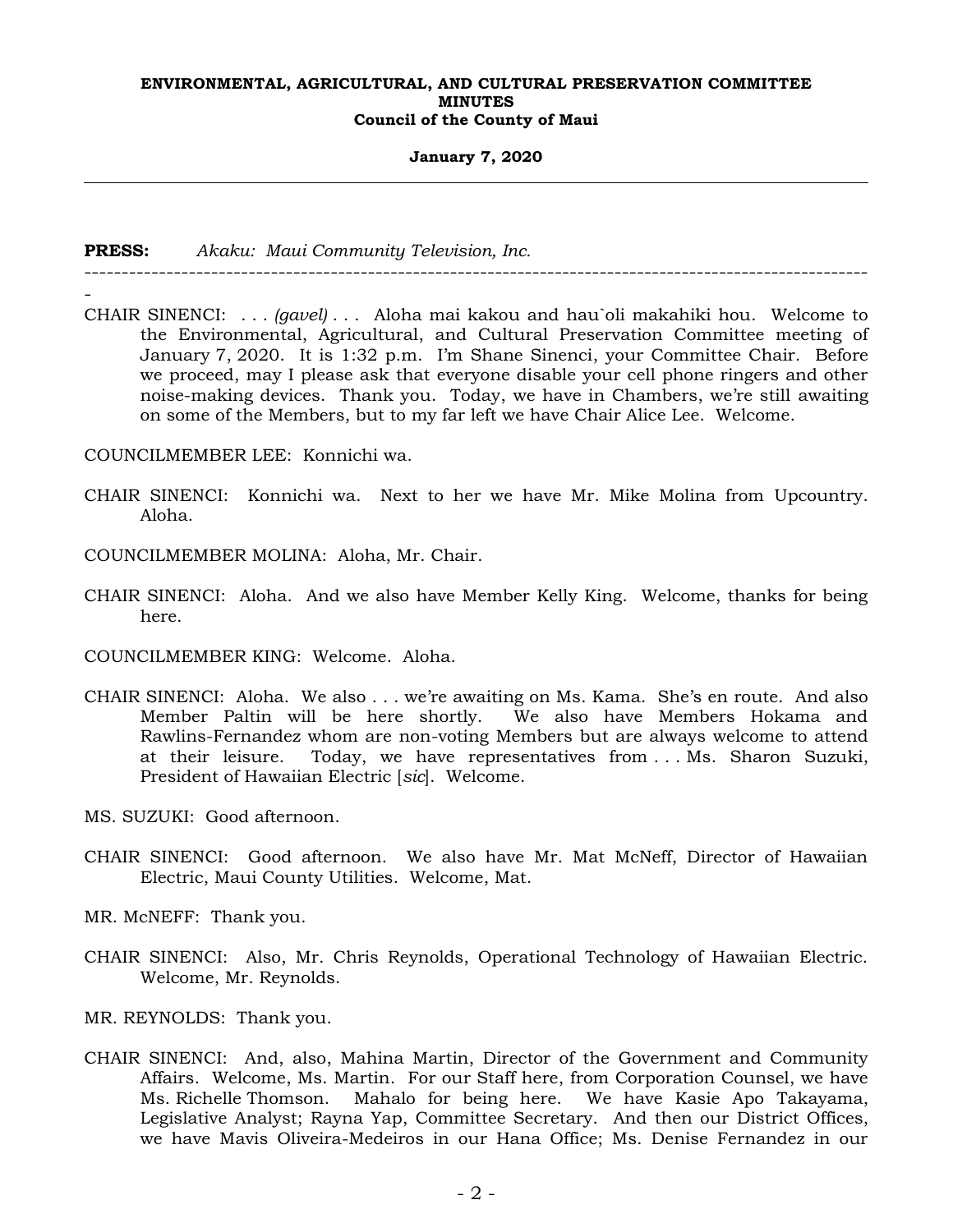**PRESS:** *Akaku: Maui Community Television, Inc.*

---

CHAIR SINENCI: . . . *(gavel)* . . . Aloha mai kakou and hau`oli makahiki hou. Welcome to the Environmental, Agricultural, and Cultural Preservation Committee meeting of January 7, 2020. It is 1:32 p.m. I'm Shane Sinenci, your Committee Chair. Before we proceed, may I please ask that everyone disable your cell phone ringers and other noise-making devices. Thank you. Today, we have in Chambers, we're still awaiting on some of the Members, but to my far left we have Chair Alice Lee. Welcome.

COUNCILMEMBER LEE: Konnichi wa.

CHAIR SINENCI: Konnichi wa. Next to her we have Mr. Mike Molina from Upcountry. Aloha.

COUNCILMEMBER MOLINA: Aloha, Mr. Chair.

CHAIR SINENCI: Aloha. And we also have Member Kelly King. Welcome, thanks for being here.

COUNCILMEMBER KING: Welcome. Aloha.

CHAIR SINENCI: Aloha. We also . . . we're awaiting on Ms. Kama. She's en route. And also Member Paltin will be here shortly. We also have Members Hokama and Rawlins-Fernandez whom are non-voting Members but are always welcome to attend at their leisure. Today, we have representatives from . . . Ms. Sharon Suzuki, President of Hawaiian Electric [*sic*]. Welcome.

MS. SUZUKI: Good afternoon.

CHAIR SINENCI: Good afternoon. We also have Mr. Mat McNeff, Director of Hawaiian Electric, Maui County Utilities. Welcome, Mat.

MR. McNEFF: Thank you.

CHAIR SINENCI: Also, Mr. Chris Reynolds, Operational Technology of Hawaiian Electric. Welcome, Mr. Reynolds.

MR. REYNOLDS: Thank you.

CHAIR SINENCI: And, also, Mahina Martin, Director of the Government and Community Affairs. Welcome, Ms. Martin. For our Staff here, from Corporation Counsel, we have Ms. Richelle Thomson. Mahalo for being here. We have Kasie Apo Takayama, Legislative Analyst; Rayna Yap, Committee Secretary. And then our District Offices, we have Mavis Oliveira-Medeiros in our Hana Office; Ms. Denise Fernandez in our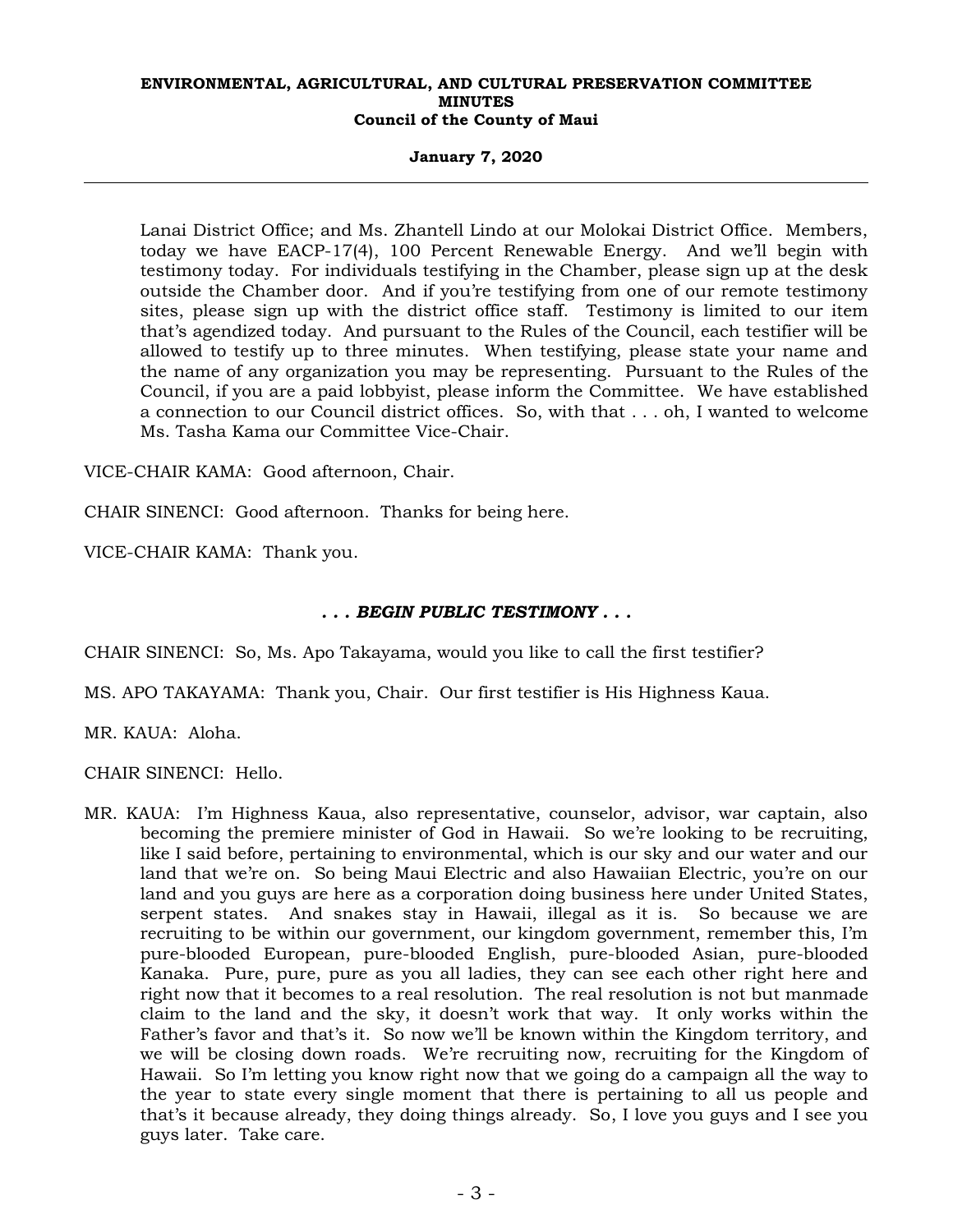Lanai District Office; and Ms. Zhantell Lindo at our Molokai District Office. Members, today we have EACP-17(4), 100 Percent Renewable Energy. And we'll begin with testimony today. For individuals testifying in the Chamber, please sign up at the desk outside the Chamber door. And if you're testifying from one of our remote testimony sites, please sign up with the district office staff. Testimony is limited to our item that's agendized today. And pursuant to the Rules of the Council, each testifier will be allowed to testify up to three minutes. When testifying, please state your name and the name of any organization you may be representing. Pursuant to the Rules of the Council, if you are a paid lobbyist, please inform the Committee. We have established a connection to our Council district offices. So, with that . . . oh, I wanted to welcome Ms. Tasha Kama our Committee Vice-Chair.

VICE-CHAIR KAMA: Good afternoon, Chair.

CHAIR SINENCI: Good afternoon. Thanks for being here.

VICE-CHAIR KAMA: Thank you.

***. . . BEGIN PUBLIC TESTIMONY . . .***

CHAIR SINENCI: So, Ms. Apo Takayama, would you like to call the first testifier?

MS. APO TAKAYAMA: Thank you, Chair. Our first testifier is His Highness Kaua.

MR. KAUA: Aloha.

CHAIR SINENCI: Hello.

MR. KAUA: I'm Highness Kaua, also representative, counselor, advisor, war captain, also becoming the premiere minister of God in Hawaii. So we're looking to be recruiting, like I said before, pertaining to environmental, which is our sky and our water and our land that we're on. So being Maui Electric and also Hawaiian Electric, you're on our land and you guys are here as a corporation doing business here under United States, serpent states. And snakes stay in Hawaii, illegal as it is. So because we are recruiting to be within our government, our kingdom government, remember this, I'm pure-blooded European, pure-blooded English, pure-blooded Asian, pure-blooded Kanaka. Pure, pure, pure as you all ladies, they can see each other right here and right now that it becomes to a real resolution. The real resolution is not but manmade claim to the land and the sky, it doesn't work that way. It only works within the Father's favor and that's it. So now we'll be known within the Kingdom territory, and we will be closing down roads. We're recruiting now, recruiting for the Kingdom of Hawaii. So I'm letting you know right now that we going do a campaign all the way to the year to state every single moment that there is pertaining to all us people and that's it because already, they doing things already. So, I love you guys and I see you guys later. Take care.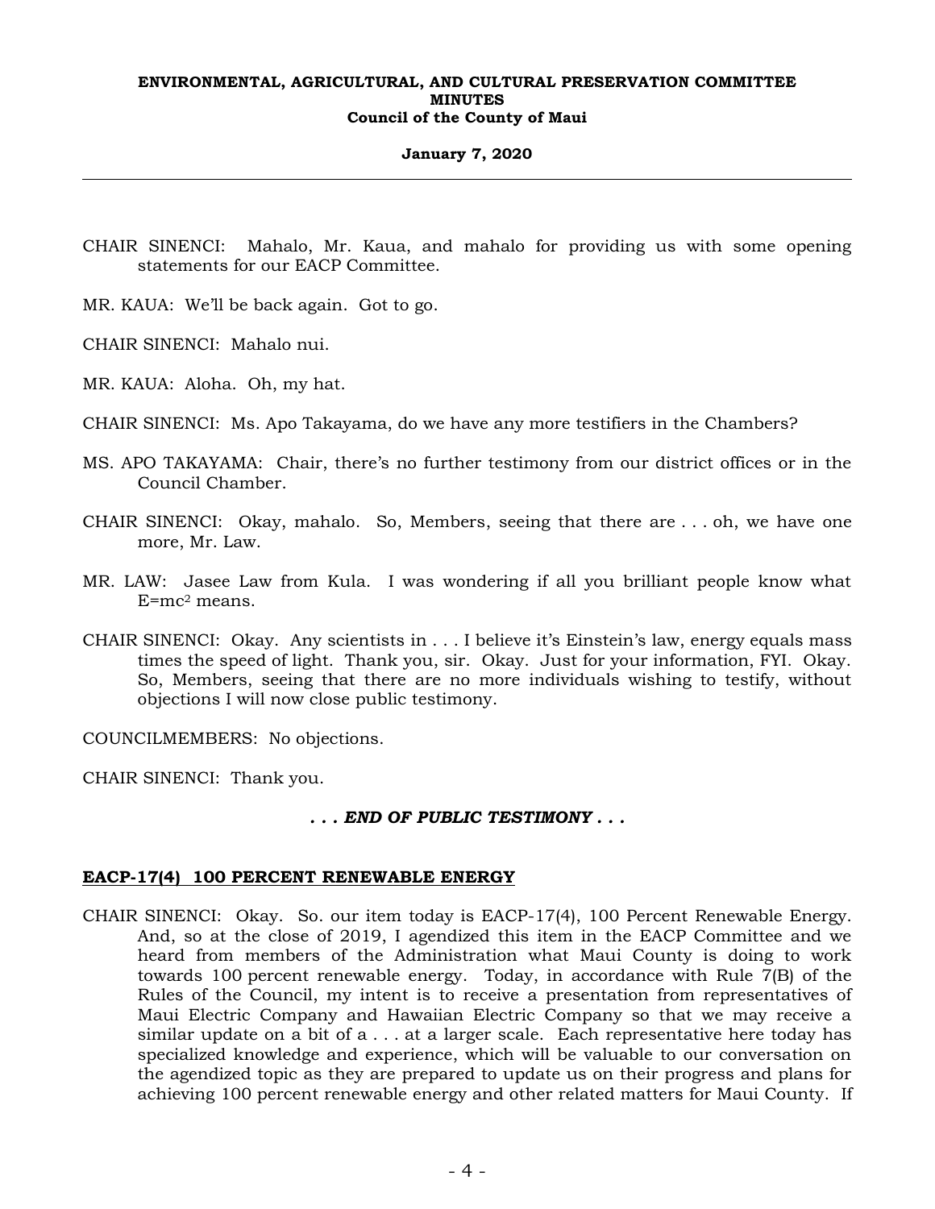CHAIR SINENCI: Mahalo, Mr. Kaua, and mahalo for providing us with some opening statements for our EACP Committee.

MR. KAUA: We'll be back again. Got to go.

CHAIR SINENCI: Mahalo nui.

MR. KAUA: Aloha. Oh, my hat.

CHAIR SINENCI: Ms. Apo Takayama, do we have any more testifiers in the Chambers?

MS. APO TAKAYAMA: Chair, there's no further testimony from our district offices or in the Council Chamber.

CHAIR SINENCI: Okay, mahalo. So, Members, seeing that there are . . . oh, we have one more, Mr. Law.

MR. LAW: Jasee Law from Kula. I was wondering if all you brilliant people know what $E=mc^2$ means.

CHAIR SINENCI: Okay. Any scientists in . . . I believe it's Einstein's law, energy equals mass times the speed of light. Thank you, sir. Okay. Just for your information, FYI. Okay. So, Members, seeing that there are no more individuals wishing to testify, without objections I will now close public testimony.

COUNCILMEMBERS: No objections.

CHAIR SINENCI: Thank you.

***. . . END OF PUBLIC TESTIMONY . . .***

**EACP-17(4) 100 PERCENT RENEWABLE ENERGY**

CHAIR SINENCI: Okay. So. our item today is EACP-17(4), 100 Percent Renewable Energy. And, so at the close of 2019, I agendized this item in the EACP Committee and we heard from members of the Administration what Maui County is doing to work towards 100 percent renewable energy. Today, in accordance with Rule 7(B) of the Rules of the Council, my intent is to receive a presentation from representatives of Maui Electric Company and Hawaiian Electric Company so that we may receive a similar update on a bit of a . . . at a larger scale. Each representative here today has specialized knowledge and experience, which will be valuable to our conversation on the agendized topic as they are prepared to update us on their progress and plans for achieving 100 percent renewable energy and other related matters for Maui County. If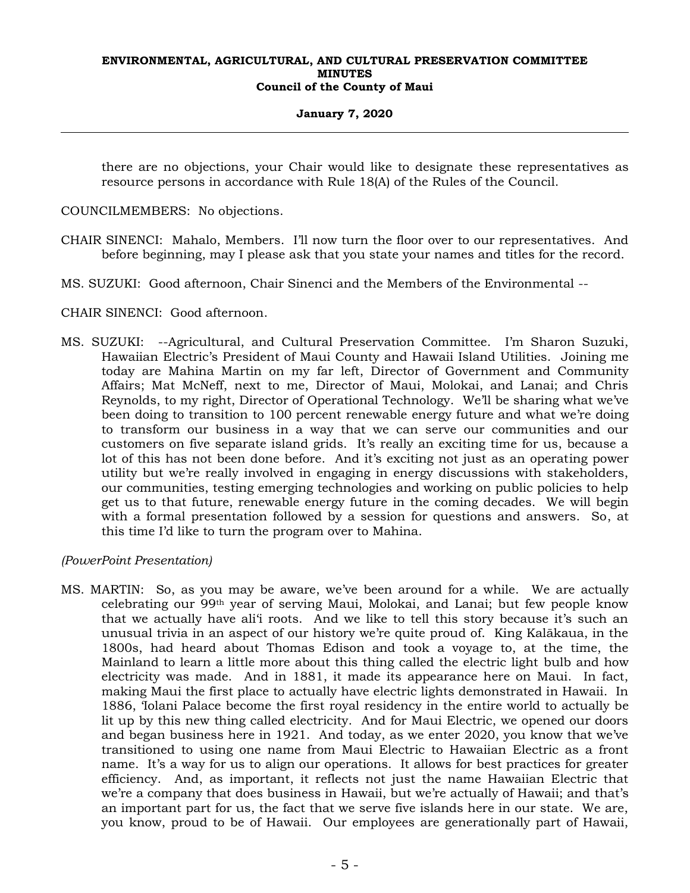there are no objections, your Chair would like to designate these representatives as resource persons in accordance with Rule 18(A) of the Rules of the Council.

COUNCILMEMBERS: No objections.

CHAIR SINENCI: Mahalo, Members. I'll now turn the floor over to our representatives. And before beginning, may I please ask that you state your names and titles for the record.

MS. SUZUKI: Good afternoon, Chair Sinenci and the Members of the Environmental --

CHAIR SINENCI: Good afternoon.

MS. SUZUKI: --Agricultural, and Cultural Preservation Committee. I'm Sharon Suzuki, Hawaiian Electric's President of Maui County and Hawaii Island Utilities. Joining me today are Mahina Martin on my far left, Director of Government and Community Affairs; Mat McNeff, next to me, Director of Maui, Molokai, and Lanai; and Chris Reynolds, to my right, Director of Operational Technology. We'll be sharing what we've been doing to transition to 100 percent renewable energy future and what we're doing to transform our business in a way that we can serve our communities and our customers on five separate island grids. It's really an exciting time for us, because a lot of this has not been done before. And it's exciting not just as an operating power utility but we're really involved in engaging in energy discussions with stakeholders, our communities, testing emerging technologies and working on public policies to help get us to that future, renewable energy future in the coming decades. We will begin with a formal presentation followed by a session for questions and answers. So, at this time I'd like to turn the program over to Mahina.

*(PowerPoint Presentation)*

MS. MARTIN: So, as you may be aware, we've been around for a while. We are actually celebrating our 99th year of serving Maui, Molokai, and Lanai; but few people know that we actually have ali'i roots. And we like to tell this story because it's such an unusual trivia in an aspect of our history we're quite proud of. King Kalākaua, in the 1800s, had heard about Thomas Edison and took a voyage to, at the time, the Mainland to learn a little more about this thing called the electric light bulb and how electricity was made. And in 1881, it made its appearance here on Maui. In fact, making Maui the first place to actually have electric lights demonstrated in Hawaii. In 1886, 'Iolani Palace become the first royal residency in the entire world to actually be lit up by this new thing called electricity. And for Maui Electric, we opened our doors and began business here in 1921. And today, as we enter 2020, you know that we've transitioned to using one name from Maui Electric to Hawaiian Electric as a front name. It's a way for us to align our operations. It allows for best practices for greater efficiency. And, as important, it reflects not just the name Hawaiian Electric that we're a company that does business in Hawaii, but we're actually of Hawaii; and that's an important part for us, the fact that we serve five islands here in our state. We are, you know, proud to be of Hawaii. Our employees are generationally part of Hawaii,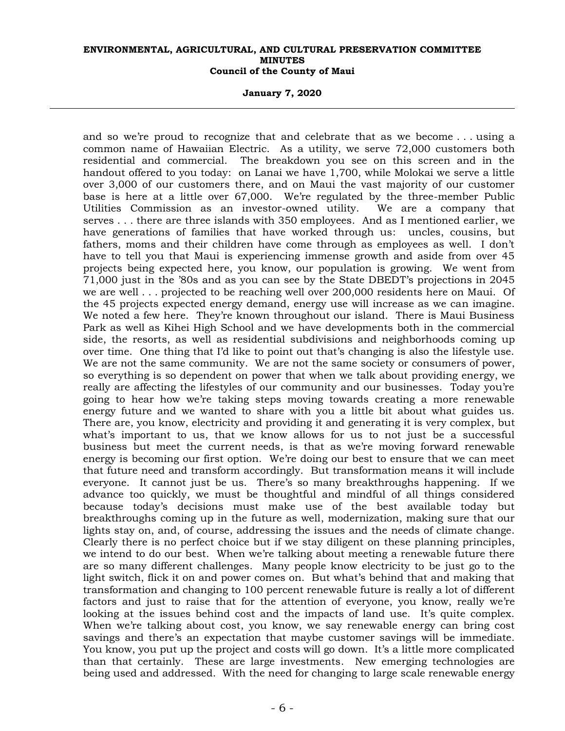and so we're proud to recognize that and celebrate that as we become . . . using a common name of Hawaiian Electric. As a utility, we serve 72,000 customers both residential and commercial. The breakdown you see on this screen and in the handout offered to you today: on Lanai we have 1,700, while Molokai we serve a little over 3,000 of our customers there, and on Maui the vast majority of our customer base is here at a little over 67,000. We're regulated by the three-member Public Utilities Commission as an investor-owned utility. We are a company that serves . . . there are three islands with 350 employees. And as I mentioned earlier, we have generations of families that have worked through us: uncles, cousins, but fathers, moms and their children have come through as employees as well. I don't have to tell you that Maui is experiencing immense growth and aside from over 45 projects being expected here, you know, our population is growing. We went from 71,000 just in the '80s and as you can see by the State DBEDT's projections in 2045 we are well . . . projected to be reaching well over 200,000 residents here on Maui. Of the 45 projects expected energy demand, energy use will increase as we can imagine. We noted a few here. They're known throughout our island. There is Maui Business Park as well as Kihei High School and we have developments both in the commercial side, the resorts, as well as residential subdivisions and neighborhoods coming up over time. One thing that I'd like to point out that's changing is also the lifestyle use. We are not the same community. We are not the same society or consumers of power, so everything is so dependent on power that when we talk about providing energy, we really are affecting the lifestyles of our community and our businesses. Today you're going to hear how we're taking steps moving towards creating a more renewable energy future and we wanted to share with you a little bit about what guides us. There are, you know, electricity and providing it and generating it is very complex, but what's important to us, that we know allows for us to not just be a successful business but meet the current needs, is that as we're moving forward renewable energy is becoming our first option. We're doing our best to ensure that we can meet that future need and transform accordingly. But transformation means it will include everyone. It cannot just be us. There's so many breakthroughs happening. If we advance too quickly, we must be thoughtful and mindful of all things considered because today's decisions must make use of the best available today but breakthroughs coming up in the future as well, modernization, making sure that our lights stay on, and, of course, addressing the issues and the needs of climate change. Clearly there is no perfect choice but if we stay diligent on these planning principles, we intend to do our best. When we're talking about meeting a renewable future there are so many different challenges. Many people know electricity to be just go to the light switch, flick it on and power comes on. But what's behind that and making that transformation and changing to 100 percent renewable future is really a lot of different factors and just to raise that for the attention of everyone, you know, really we're looking at the issues behind cost and the impacts of land use. It's quite complex. When we're talking about cost, you know, we say renewable energy can bring cost savings and there's an expectation that maybe customer savings will be immediate. You know, you put up the project and costs will go down. It's a little more complicated than that certainly. These are large investments. New emerging technologies are being used and addressed. With the need for changing to large scale renewable energy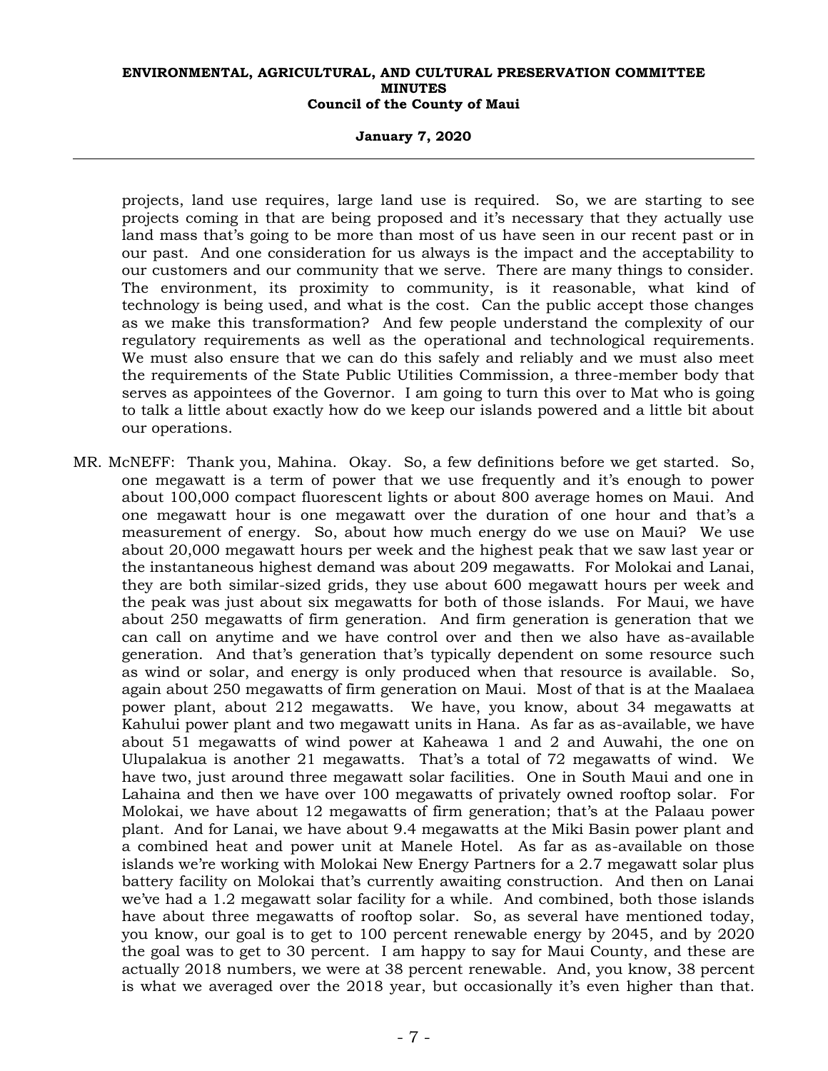projects, land use requires, large land use is required. So, we are starting to see projects coming in that are being proposed and it's necessary that they actually use land mass that's going to be more than most of us have seen in our recent past or in our past. And one consideration for us always is the impact and the acceptability to our customers and our community that we serve. There are many things to consider. The environment, its proximity to community, is it reasonable, what kind of technology is being used, and what is the cost. Can the public accept those changes as we make this transformation? And few people understand the complexity of our regulatory requirements as well as the operational and technological requirements. We must also ensure that we can do this safely and reliably and we must also meet the requirements of the State Public Utilities Commission, a three-member body that serves as appointees of the Governor. I am going to turn this over to Mat who is going to talk a little about exactly how do we keep our islands powered and a little bit about our operations.

MR. McNEFF: Thank you, Mahina. Okay. So, a few definitions before we get started. So, one megawatt is a term of power that we use frequently and it's enough to power about 100,000 compact fluorescent lights or about 800 average homes on Maui. And one megawatt hour is one megawatt over the duration of one hour and that's a measurement of energy. So, about how much energy do we use on Maui? We use about 20,000 megawatt hours per week and the highest peak that we saw last year or the instantaneous highest demand was about 209 megawatts. For Molokai and Lanai, they are both similar-sized grids, they use about 600 megawatt hours per week and the peak was just about six megawatts for both of those islands. For Maui, we have about 250 megawatts of firm generation. And firm generation is generation that we can call on anytime and we have control over and then we also have as-available generation. And that's generation that's typically dependent on some resource such as wind or solar, and energy is only produced when that resource is available. So, again about 250 megawatts of firm generation on Maui. Most of that is at the Maalaea power plant, about 212 megawatts. We have, you know, about 34 megawatts at Kahului power plant and two megawatt units in Hana. As far as as-available, we have about 51 megawatts of wind power at Kaheawa 1 and 2 and Auwahi, the one on Ulupalakua is another 21 megawatts. That's a total of 72 megawatts of wind. We have two, just around three megawatt solar facilities. One in South Maui and one in Lahaina and then we have over 100 megawatts of privately owned rooftop solar. For Molokai, we have about 12 megawatts of firm generation; that's at the Palaau power plant. And for Lanai, we have about 9.4 megawatts at the Miki Basin power plant and a combined heat and power unit at Manele Hotel. As far as as-available on those islands we're working with Molokai New Energy Partners for a 2.7 megawatt solar plus battery facility on Molokai that's currently awaiting construction. And then on Lanai we've had a 1.2 megawatt solar facility for a while. And combined, both those islands have about three megawatts of rooftop solar. So, as several have mentioned today, you know, our goal is to get to 100 percent renewable energy by 2045, and by 2020 the goal was to get to 30 percent. I am happy to say for Maui County, and these are actually 2018 numbers, we were at 38 percent renewable. And, you know, 38 percent is what we averaged over the 2018 year, but occasionally it's even higher than that.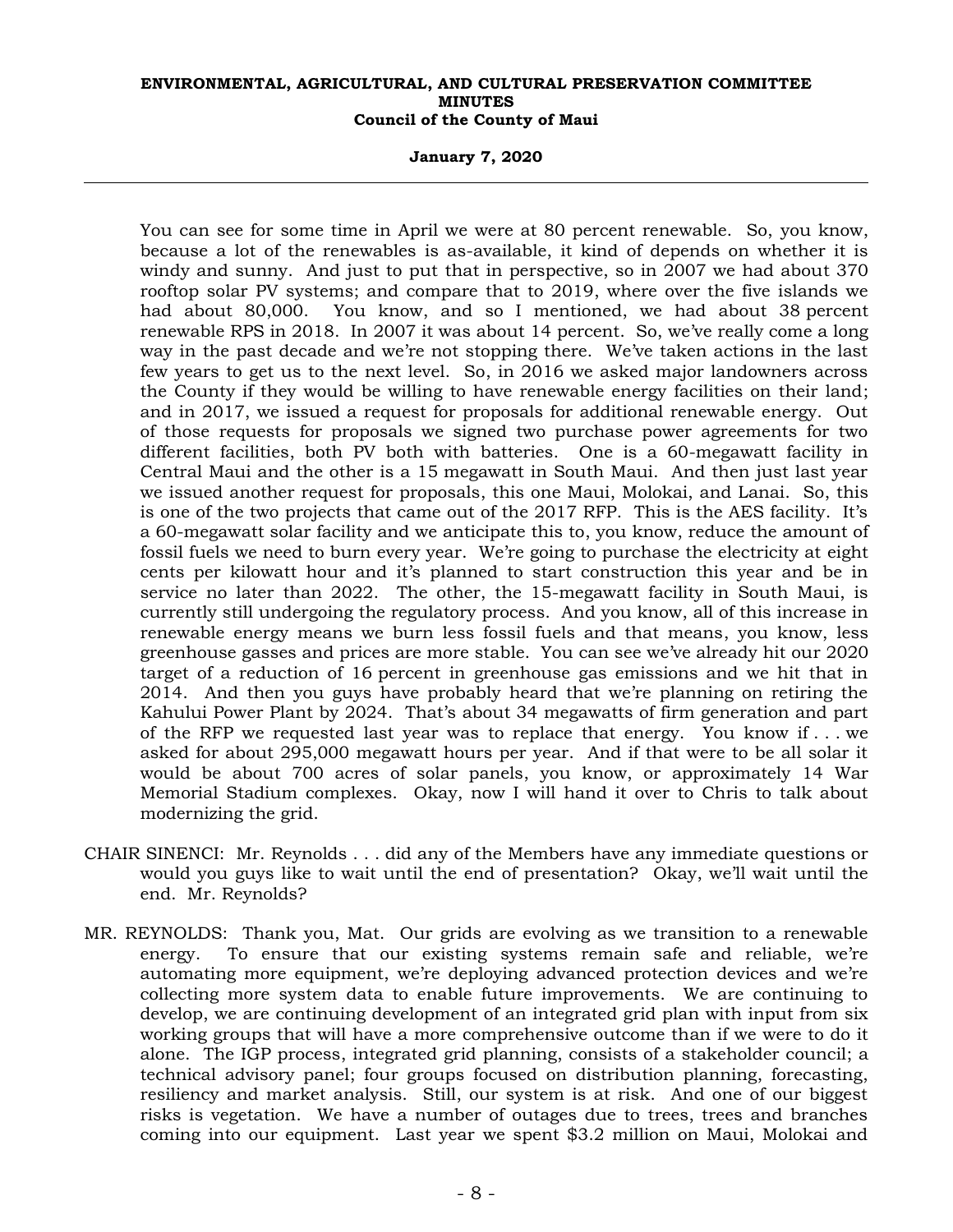You can see for some time in April we were at 80 percent renewable. So, you know, because a lot of the renewables is as-available, it kind of depends on whether it is windy and sunny. And just to put that in perspective, so in 2007 we had about 370 rooftop solar PV systems; and compare that to 2019, where over the five islands we had about 80,000. You know, and so I mentioned, we had about 38 percent renewable RPS in 2018. In 2007 it was about 14 percent. So, we've really come a long way in the past decade and we're not stopping there. We've taken actions in the last few years to get us to the next level. So, in 2016 we asked major landowners across the County if they would be willing to have renewable energy facilities on their land; and in 2017, we issued a request for proposals for additional renewable energy. Out of those requests for proposals we signed two purchase power agreements for two different facilities, both PV both with batteries. One is a 60-megawatt facility in Central Maui and the other is a 15 megawatt in South Maui. And then just last year we issued another request for proposals, this one Maui, Molokai, and Lanai. So, this is one of the two projects that came out of the 2017 RFP. This is the AES facility. It's a 60-megawatt solar facility and we anticipate this to, you know, reduce the amount of fossil fuels we need to burn every year. We're going to purchase the electricity at eight cents per kilowatt hour and it's planned to start construction this year and be in service no later than 2022. The other, the 15-megawatt facility in South Maui, is currently still undergoing the regulatory process. And you know, all of this increase in renewable energy means we burn less fossil fuels and that means, you know, less greenhouse gasses and prices are more stable. You can see we've already hit our 2020 target of a reduction of 16 percent in greenhouse gas emissions and we hit that in 2014. And then you guys have probably heard that we're planning on retiring the Kahului Power Plant by 2024. That's about 34 megawatts of firm generation and part of the RFP we requested last year was to replace that energy. You know if . . . we asked for about 295,000 megawatt hours per year. And if that were to be all solar it would be about 700 acres of solar panels, you know, or approximately 14 War Memorial Stadium complexes. Okay, now I will hand it over to Chris to talk about modernizing the grid.

CHAIR SINENCI: Mr. Reynolds . . . did any of the Members have any immediate questions or would you guys like to wait until the end of presentation? Okay, we'll wait until the end. Mr. Reynolds?

MR. REYNOLDS: Thank you, Mat. Our grids are evolving as we transition to a renewable energy. To ensure that our existing systems remain safe and reliable, we're automating more equipment, we're deploying advanced protection devices and we're collecting more system data to enable future improvements. We are continuing to develop, we are continuing development of an integrated grid plan with input from six working groups that will have a more comprehensive outcome than if we were to do it alone. The IGP process, integrated grid planning, consists of a stakeholder council; a technical advisory panel; four groups focused on distribution planning, forecasting, resiliency and market analysis. Still, our system is at risk. And one of our biggest risks is vegetation. We have a number of outages due to trees, trees and branches coming into our equipment. Last year we spent $3.2 million on Maui, Molokai and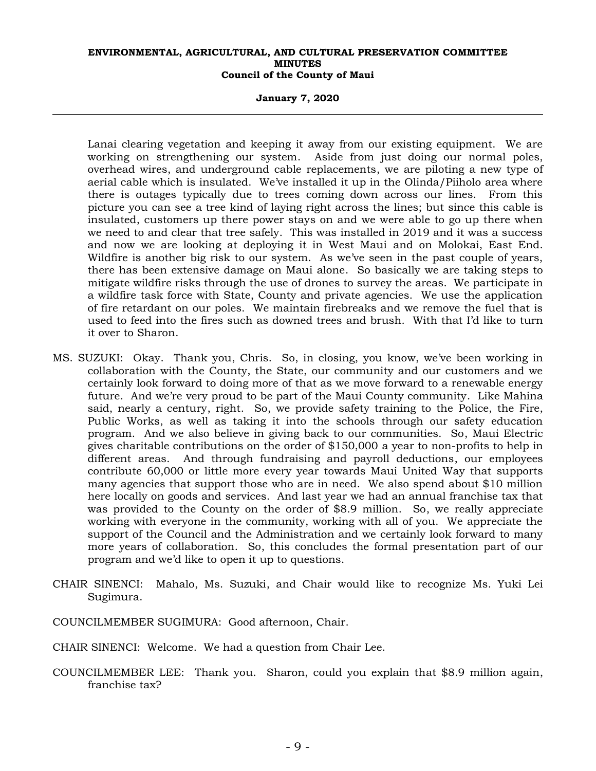Lanai clearing vegetation and keeping it away from our existing equipment. We are working on strengthening our system. Aside from just doing our normal poles, overhead wires, and underground cable replacements, we are piloting a new type of aerial cable which is insulated. We've installed it up in the Olinda/Piiholo area where there is outages typically due to trees coming down across our lines. From this picture you can see a tree kind of laying right across the lines; but since this cable is insulated, customers up there power stays on and we were able to go up there when we need to and clear that tree safely. This was installed in 2019 and it was a success and now we are looking at deploying it in West Maui and on Molokai, East End. Wildfire is another big risk to our system. As we've seen in the past couple of years, there has been extensive damage on Maui alone. So basically we are taking steps to mitigate wildfire risks through the use of drones to survey the areas. We participate in a wildfire task force with State, County and private agencies. We use the application of fire retardant on our poles. We maintain firebreaks and we remove the fuel that is used to feed into the fires such as downed trees and brush. With that I'd like to turn it over to Sharon.

MS. SUZUKI: Okay. Thank you, Chris. So, in closing, you know, we've been working in collaboration with the County, the State, our community and our customers and we certainly look forward to doing more of that as we move forward to a renewable energy future. And we're very proud to be part of the Maui County community. Like Mahina said, nearly a century, right. So, we provide safety training to the Police, the Fire, Public Works, as well as taking it into the schools through our safety education program. And we also believe in giving back to our communities. So, Maui Electric gives charitable contributions on the order of $150,000 a year to non-profits to help in different areas. And through fundraising and payroll deductions, our employees contribute 60,000 or little more every year towards Maui United Way that supports many agencies that support those who are in need. We also spend about $10 million here locally on goods and services. And last year we had an annual franchise tax that was provided to the County on the order of $8.9 million. So, we really appreciate working with everyone in the community, working with all of you. We appreciate the support of the Council and the Administration and we certainly look forward to many more years of collaboration. So, this concludes the formal presentation part of our program and we'd like to open it up to questions.

CHAIR SINENCI: Mahalo, Ms. Suzuki, and Chair would like to recognize Ms. Yuki Lei Sugimura.

COUNCILMEMBER SUGIMURA: Good afternoon, Chair.

CHAIR SINENCI: Welcome. We had a question from Chair Lee.

COUNCILMEMBER LEE: Thank you. Sharon, could you explain that $8.9 million again, franchise tax?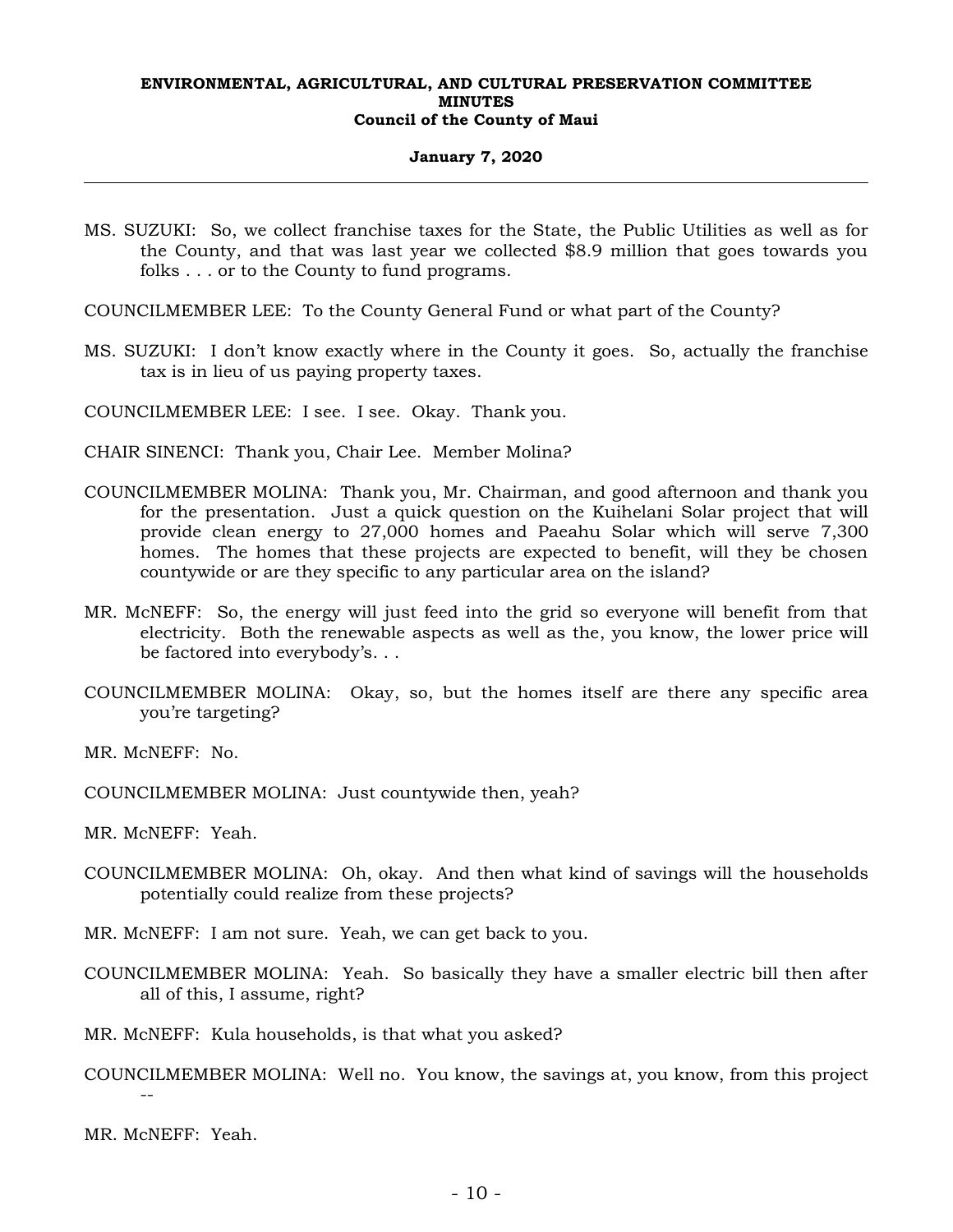MS. SUZUKI: So, we collect franchise taxes for the State, the Public Utilities as well as for the County, and that was last year we collected $8.9 million that goes towards you folks . . . or to the County to fund programs.

COUNCILMEMBER LEE: To the County General Fund or what part of the County?

MS. SUZUKI: I don't know exactly where in the County it goes. So, actually the franchise tax is in lieu of us paying property taxes.

COUNCILMEMBER LEE: I see. I see. Okay. Thank you.

CHAIR SINENCI: Thank you, Chair Lee. Member Molina?

COUNCILMEMBER MOLINA: Thank you, Mr. Chairman, and good afternoon and thank you for the presentation. Just a quick question on the Kuihelani Solar project that will provide clean energy to 27,000 homes and Paeahu Solar which will serve 7,300 homes. The homes that these projects are expected to benefit, will they be chosen countywide or are they specific to any particular area on the island?

MR. McNEFF: So, the energy will just feed into the grid so everyone will benefit from that electricity. Both the renewable aspects as well as the, you know, the lower price will be factored into everybody's. . .

COUNCILMEMBER MOLINA: Okay, so, but the homes itself are there any specific area you're targeting?

MR. McNEFF: No.

COUNCILMEMBER MOLINA: Just countywide then, yeah?

MR. McNEFF: Yeah.

COUNCILMEMBER MOLINA: Oh, okay. And then what kind of savings will the households potentially could realize from these projects?

MR. McNEFF: I am not sure. Yeah, we can get back to you.

COUNCILMEMBER MOLINA: Yeah. So basically they have a smaller electric bill then after all of this, I assume, right?

MR. McNEFF: Kula households, is that what you asked?

COUNCILMEMBER MOLINA: Well no. You know, the savings at, you know, from this project --

MR. McNEFF: Yeah.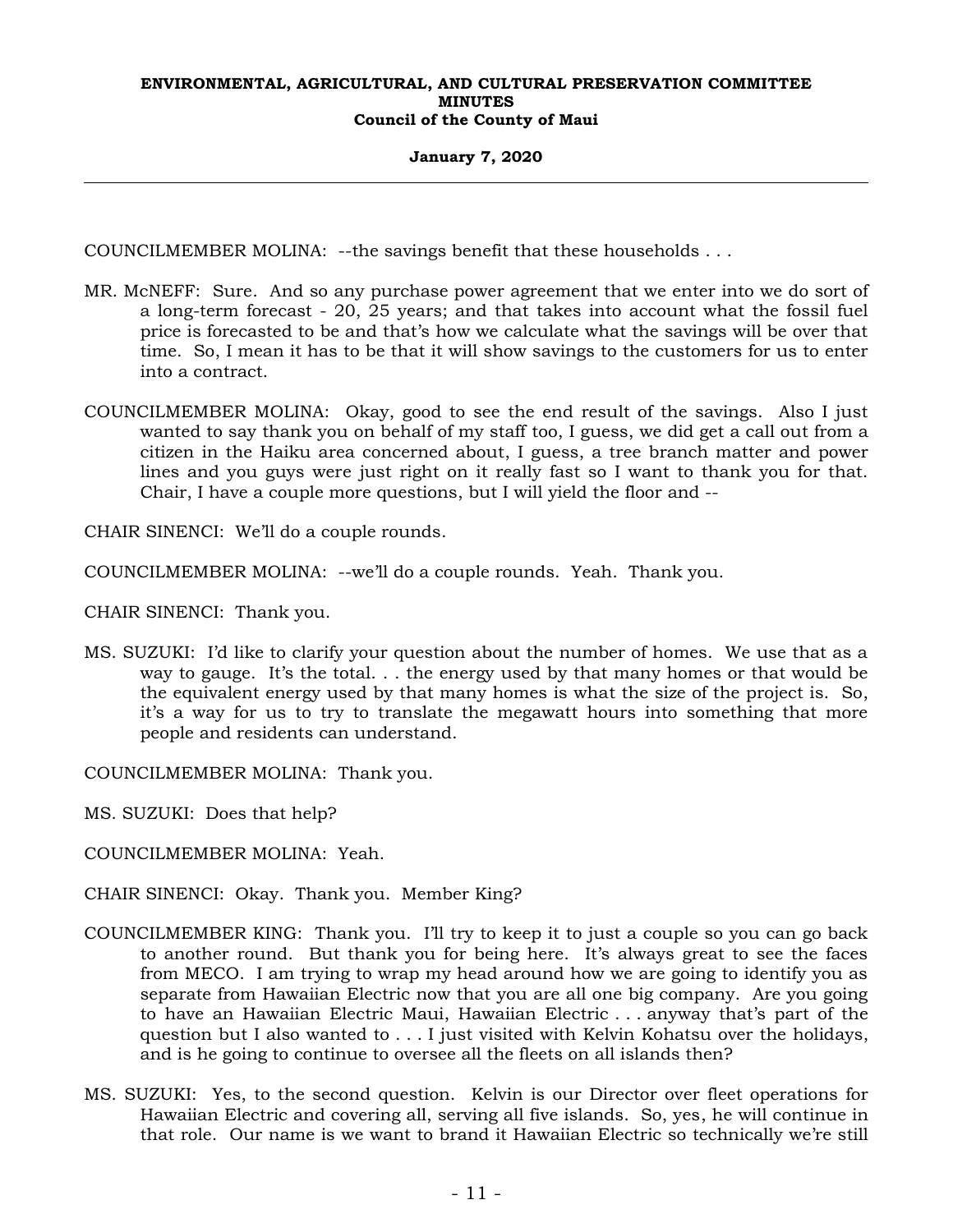COUNCILMEMBER MOLINA: --the savings benefit that these households . . .

MR. McNEFF: Sure. And so any purchase power agreement that we enter into we do sort of a long-term forecast - 20, 25 years; and that takes into account what the fossil fuel price is forecasted to be and that's how we calculate what the savings will be over that time. So, I mean it has to be that it will show savings to the customers for us to enter into a contract.

COUNCILMEMBER MOLINA: Okay, good to see the end result of the savings. Also I just wanted to say thank you on behalf of my staff too, I guess, we did get a call out from a citizen in the Haiku area concerned about, I guess, a tree branch matter and power lines and you guys were just right on it really fast so I want to thank you for that. Chair, I have a couple more questions, but I will yield the floor and --

CHAIR SINENCI: We'll do a couple rounds.

COUNCILMEMBER MOLINA: --we'll do a couple rounds. Yeah. Thank you.

CHAIR SINENCI: Thank you.

MS. SUZUKI: I'd like to clarify your question about the number of homes. We use that as a way to gauge. It's the total. . . the energy used by that many homes or that would be the equivalent energy used by that many homes is what the size of the project is. So, it's a way for us to try to translate the megawatt hours into something that more people and residents can understand.

COUNCILMEMBER MOLINA: Thank you.

MS. SUZUKI: Does that help?

COUNCILMEMBER MOLINA: Yeah.

CHAIR SINENCI: Okay. Thank you. Member King?

COUNCILMEMBER KING: Thank you. I'll try to keep it to just a couple so you can go back to another round. But thank you for being here. It's always great to see the faces from MECO. I am trying to wrap my head around how we are going to identify you as separate from Hawaiian Electric now that you are all one big company. Are you going to have an Hawaiian Electric Maui, Hawaiian Electric . . . anyway that's part of the question but I also wanted to . . . I just visited with Kelvin Kohatsu over the holidays, and is he going to continue to oversee all the fleets on all islands then?

MS. SUZUKI: Yes, to the second question. Kelvin is our Director over fleet operations for Hawaiian Electric and covering all, serving all five islands. So, yes, he will continue in that role. Our name is we want to brand it Hawaiian Electric so technically we're still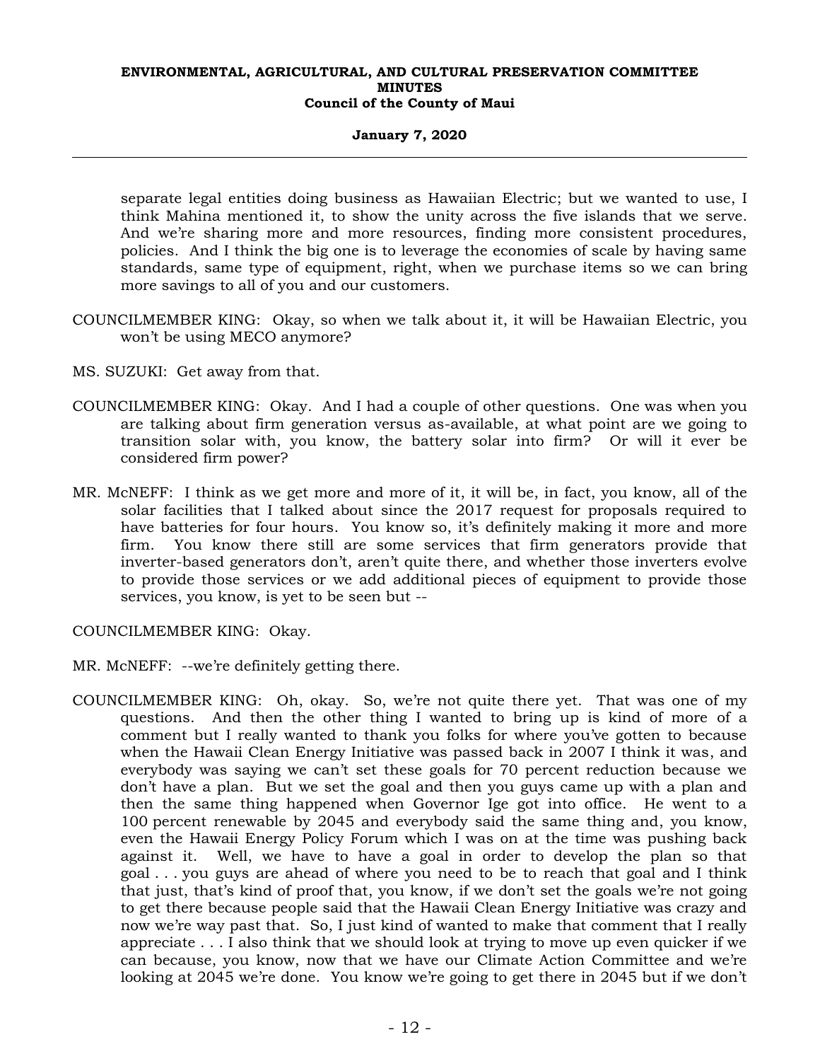separate legal entities doing business as Hawaiian Electric; but we wanted to use, I think Mahina mentioned it, to show the unity across the five islands that we serve. And we're sharing more and more resources, finding more consistent procedures, policies. And I think the big one is to leverage the economies of scale by having same standards, same type of equipment, right, when we purchase items so we can bring more savings to all of you and our customers.

COUNCILMEMBER KING: Okay, so when we talk about it, it will be Hawaiian Electric, you won't be using MECO anymore?

MS. SUZUKI: Get away from that.

COUNCILMEMBER KING: Okay. And I had a couple of other questions. One was when you are talking about firm generation versus as-available, at what point are we going to transition solar with, you know, the battery solar into firm? Or will it ever be considered firm power?

MR. McNEFF: I think as we get more and more of it, it will be, in fact, you know, all of the solar facilities that I talked about since the 2017 request for proposals required to have batteries for four hours. You know so, it's definitely making it more and more firm. You know there still are some services that firm generators provide that inverter-based generators don't, aren't quite there, and whether those inverters evolve to provide those services or we add additional pieces of equipment to provide those services, you know, is yet to be seen but --

COUNCILMEMBER KING: Okay.

MR. McNEFF: --we're definitely getting there.

COUNCILMEMBER KING: Oh, okay. So, we're not quite there yet. That was one of my questions. And then the other thing I wanted to bring up is kind of more of a comment but I really wanted to thank you folks for where you've gotten to because when the Hawaii Clean Energy Initiative was passed back in 2007 I think it was, and everybody was saying we can't set these goals for 70 percent reduction because we don't have a plan. But we set the goal and then you guys came up with a plan and then the same thing happened when Governor Ige got into office. He went to a 100 percent renewable by 2045 and everybody said the same thing and, you know, even the Hawaii Energy Policy Forum which I was on at the time was pushing back against it. Well, we have to have a goal in order to develop the plan so that goal . . . you guys are ahead of where you need to be to reach that goal and I think that just, that's kind of proof that, you know, if we don't set the goals we're not going to get there because people said that the Hawaii Clean Energy Initiative was crazy and now we're way past that. So, I just kind of wanted to make that comment that I really appreciate . . . I also think that we should look at trying to move up even quicker if we can because, you know, now that we have our Climate Action Committee and we're looking at 2045 we're done. You know we're going to get there in 2045 but if we don't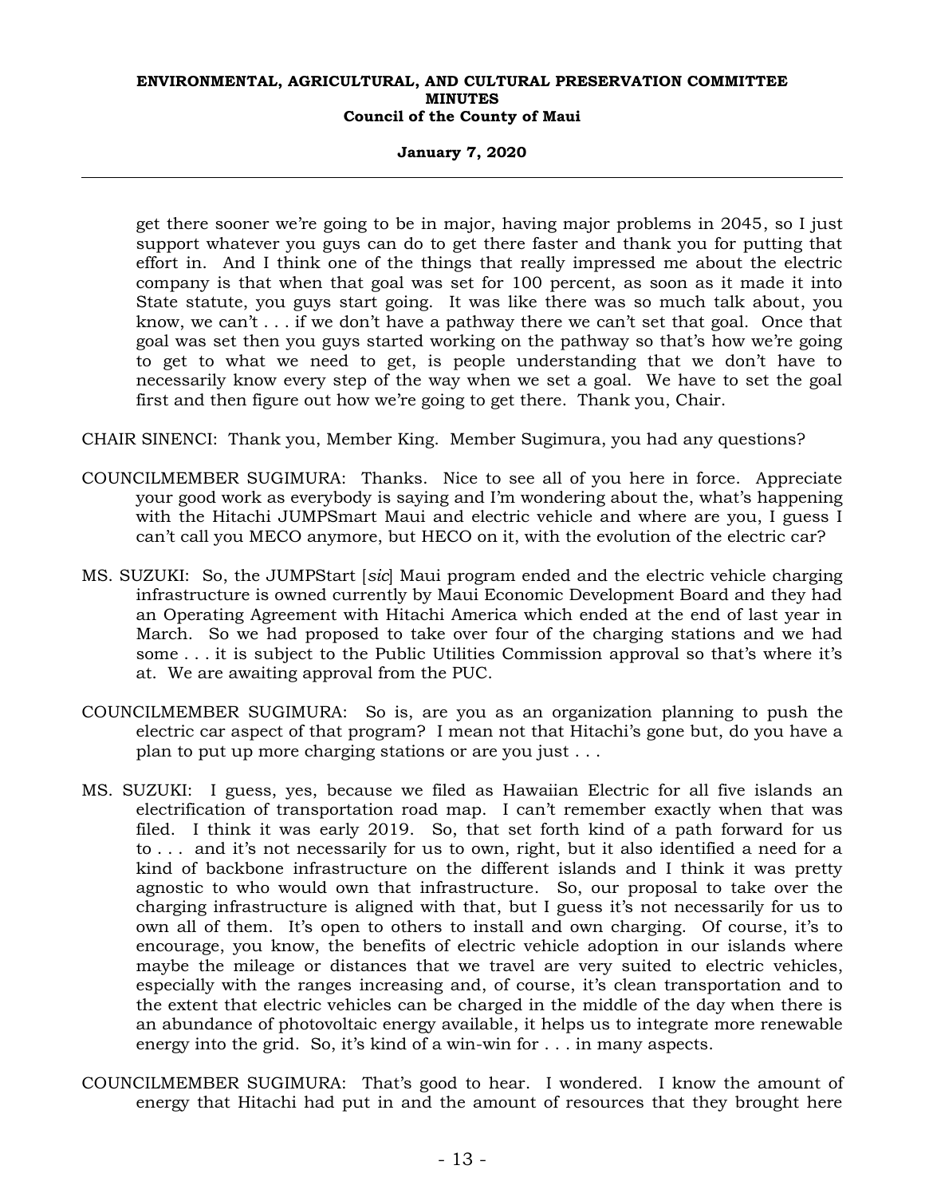get there sooner we're going to be in major, having major problems in 2045, so I just support whatever you guys can do to get there faster and thank you for putting that effort in. And I think one of the things that really impressed me about the electric company is that when that goal was set for 100 percent, as soon as it made it into State statute, you guys start going. It was like there was so much talk about, you know, we can't . . . if we don't have a pathway there we can't set that goal. Once that goal was set then you guys started working on the pathway so that's how we're going to get to what we need to get, is people understanding that we don't have to necessarily know every step of the way when we set a goal. We have to set the goal first and then figure out how we're going to get there. Thank you, Chair.

CHAIR SINENCI: Thank you, Member King. Member Sugimura, you had any questions?

COUNCILMEMBER SUGIMURA: Thanks. Nice to see all of you here in force. Appreciate your good work as everybody is saying and I'm wondering about the, what's happening with the Hitachi JUMPSmart Maui and electric vehicle and where are you, I guess I can't call you MECO anymore, but HECO on it, with the evolution of the electric car?

MS. SUZUKI: So, the JUMPStart [*sic*] Maui program ended and the electric vehicle charging infrastructure is owned currently by Maui Economic Development Board and they had an Operating Agreement with Hitachi America which ended at the end of last year in March. So we had proposed to take over four of the charging stations and we had some . . . it is subject to the Public Utilities Commission approval so that's where it's at. We are awaiting approval from the PUC.

COUNCILMEMBER SUGIMURA: So is, are you as an organization planning to push the electric car aspect of that program? I mean not that Hitachi's gone but, do you have a plan to put up more charging stations or are you just . . .

MS. SUZUKI: I guess, yes, because we filed as Hawaiian Electric for all five islands an electrification of transportation road map. I can't remember exactly when that was filed. I think it was early 2019. So, that set forth kind of a path forward for us to . . . and it's not necessarily for us to own, right, but it also identified a need for a kind of backbone infrastructure on the different islands and I think it was pretty agnostic to who would own that infrastructure. So, our proposal to take over the charging infrastructure is aligned with that, but I guess it's not necessarily for us to own all of them. It's open to others to install and own charging. Of course, it's to encourage, you know, the benefits of electric vehicle adoption in our islands where maybe the mileage or distances that we travel are very suited to electric vehicles, especially with the ranges increasing and, of course, it's clean transportation and to the extent that electric vehicles can be charged in the middle of the day when there is an abundance of photovoltaic energy available, it helps us to integrate more renewable energy into the grid. So, it's kind of a win-win for . . . in many aspects.

COUNCILMEMBER SUGIMURA: That's good to hear. I wondered. I know the amount of energy that Hitachi had put in and the amount of resources that they brought here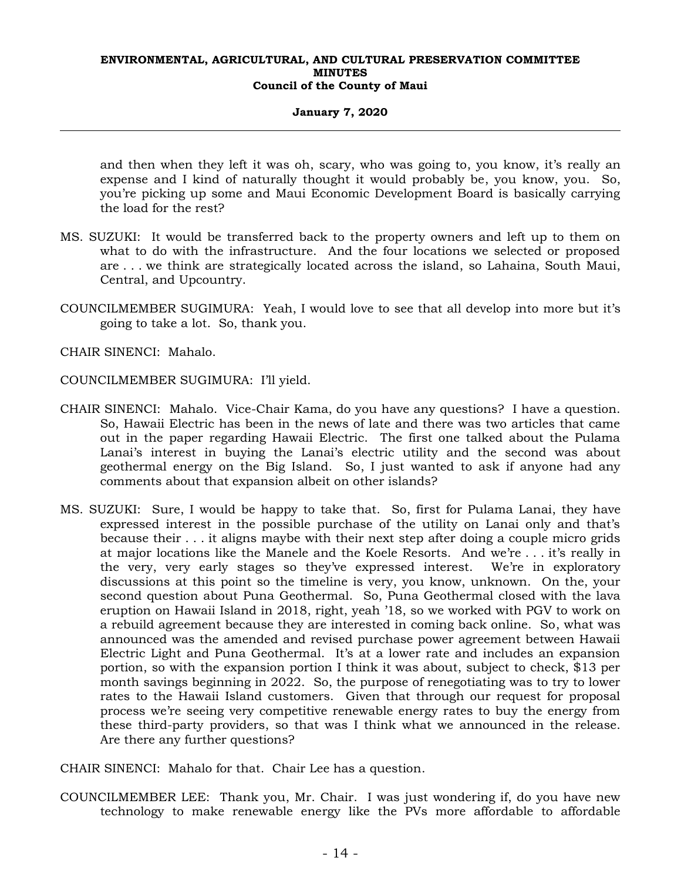and then when they left it was oh, scary, who was going to, you know, it's really an expense and I kind of naturally thought it would probably be, you know, you. So, you're picking up some and Maui Economic Development Board is basically carrying the load for the rest?

MS. SUZUKI: It would be transferred back to the property owners and left up to them on what to do with the infrastructure. And the four locations we selected or proposed are . . . we think are strategically located across the island, so Lahaina, South Maui, Central, and Upcountry.

COUNCILMEMBER SUGIMURA: Yeah, I would love to see that all develop into more but it's going to take a lot. So, thank you.

CHAIR SINENCI: Mahalo.

COUNCILMEMBER SUGIMURA: I'll yield.

CHAIR SINENCI: Mahalo. Vice-Chair Kama, do you have any questions? I have a question. So, Hawaii Electric has been in the news of late and there was two articles that came out in the paper regarding Hawaii Electric. The first one talked about the Pulama Lanai's interest in buying the Lanai's electric utility and the second was about geothermal energy on the Big Island. So, I just wanted to ask if anyone had any comments about that expansion albeit on other islands?

MS. SUZUKI: Sure, I would be happy to take that. So, first for Pulama Lanai, they have expressed interest in the possible purchase of the utility on Lanai only and that's because their . . . it aligns maybe with their next step after doing a couple micro grids at major locations like the Manele and the Koele Resorts. And we're . . . it's really in the very, very early stages so they've expressed interest. We're in exploratory discussions at this point so the timeline is very, you know, unknown. On the, your second question about Puna Geothermal. So, Puna Geothermal closed with the lava eruption on Hawaii Island in 2018, right, yeah '18, so we worked with PGV to work on a rebuild agreement because they are interested in coming back online. So, what was announced was the amended and revised purchase power agreement between Hawaii Electric Light and Puna Geothermal. It's at a lower rate and includes an expansion portion, so with the expansion portion I think it was about, subject to check, $13 per month savings beginning in 2022. So, the purpose of renegotiating was to try to lower rates to the Hawaii Island customers. Given that through our request for proposal process we're seeing very competitive renewable energy rates to buy the energy from these third-party providers, so that was I think what we announced in the release. Are there any further questions?

CHAIR SINENCI: Mahalo for that. Chair Lee has a question.

COUNCILMEMBER LEE: Thank you, Mr. Chair. I was just wondering if, do you have new technology to make renewable energy like the PVs more affordable to affordable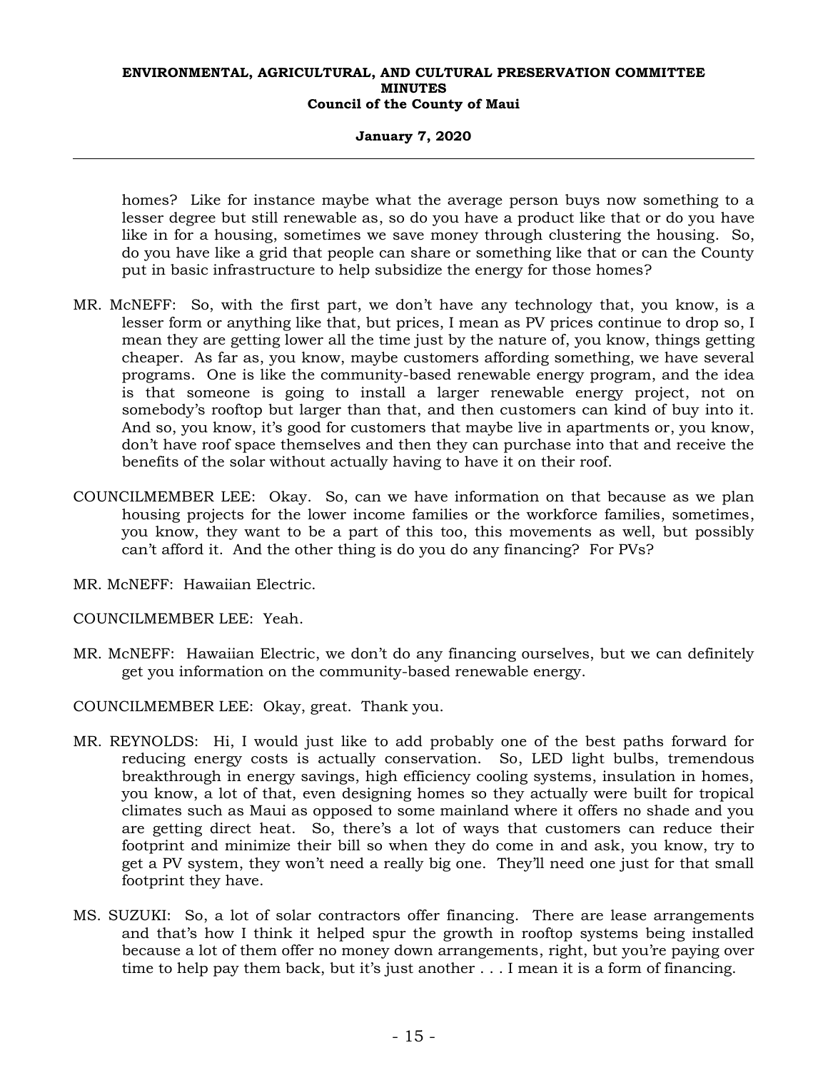homes? Like for instance maybe what the average person buys now something to a lesser degree but still renewable as, so do you have a product like that or do you have like in for a housing, sometimes we save money through clustering the housing. So, do you have like a grid that people can share or something like that or can the County put in basic infrastructure to help subsidize the energy for those homes?

MR. McNEFF: So, with the first part, we don't have any technology that, you know, is a lesser form or anything like that, but prices, I mean as PV prices continue to drop so, I mean they are getting lower all the time just by the nature of, you know, things getting cheaper. As far as, you know, maybe customers affording something, we have several programs. One is like the community-based renewable energy program, and the idea is that someone is going to install a larger renewable energy project, not on somebody's rooftop but larger than that, and then customers can kind of buy into it. And so, you know, it's good for customers that maybe live in apartments or, you know, don't have roof space themselves and then they can purchase into that and receive the benefits of the solar without actually having to have it on their roof.

COUNCILMEMBER LEE: Okay. So, can we have information on that because as we plan housing projects for the lower income families or the workforce families, sometimes, you know, they want to be a part of this too, this movements as well, but possibly can't afford it. And the other thing is do you do any financing? For PVs?

MR. McNEFF: Hawaiian Electric.

COUNCILMEMBER LEE: Yeah.

MR. McNEFF: Hawaiian Electric, we don't do any financing ourselves, but we can definitely get you information on the community-based renewable energy.

COUNCILMEMBER LEE: Okay, great. Thank you.

MR. REYNOLDS: Hi, I would just like to add probably one of the best paths forward for reducing energy costs is actually conservation. So, LED light bulbs, tremendous breakthrough in energy savings, high efficiency cooling systems, insulation in homes, you know, a lot of that, even designing homes so they actually were built for tropical climates such as Maui as opposed to some mainland where it offers no shade and you are getting direct heat. So, there's a lot of ways that customers can reduce their footprint and minimize their bill so when they do come in and ask, you know, try to get a PV system, they won't need a really big one. They'll need one just for that small footprint they have.

MS. SUZUKI: So, a lot of solar contractors offer financing. There are lease arrangements and that's how I think it helped spur the growth in rooftop systems being installed because a lot of them offer no money down arrangements, right, but you're paying over time to help pay them back, but it's just another . . . I mean it is a form of financing.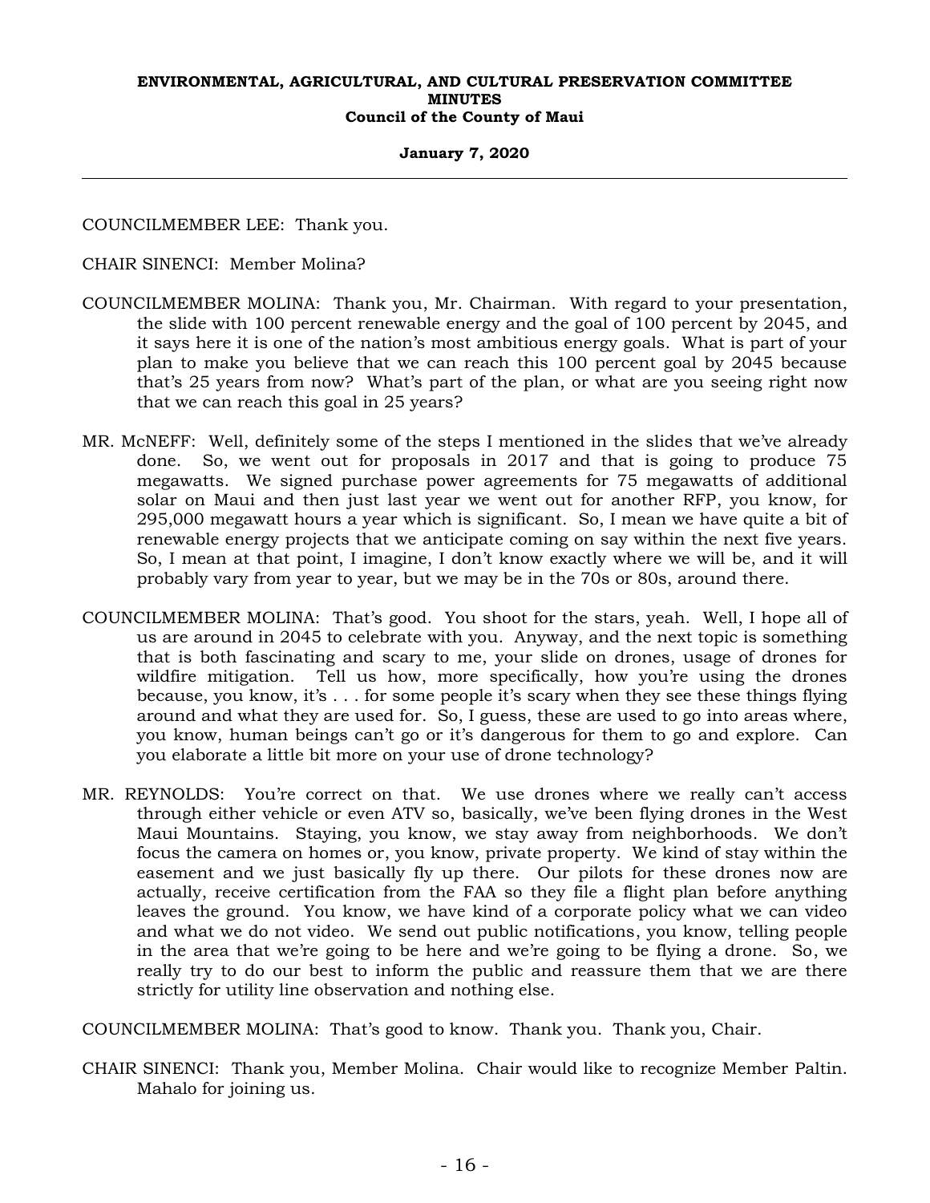COUNCILMEMBER LEE: Thank you.

CHAIR SINENCI: Member Molina?

COUNCILMEMBER MOLINA: Thank you, Mr. Chairman. With regard to your presentation, the slide with 100 percent renewable energy and the goal of 100 percent by 2045, and it says here it is one of the nation's most ambitious energy goals. What is part of your plan to make you believe that we can reach this 100 percent goal by 2045 because that's 25 years from now? What's part of the plan, or what are you seeing right now that we can reach this goal in 25 years?

MR. McNEFF: Well, definitely some of the steps I mentioned in the slides that we've already done. So, we went out for proposals in 2017 and that is going to produce 75 megawatts. We signed purchase power agreements for 75 megawatts of additional solar on Maui and then just last year we went out for another RFP, you know, for 295,000 megawatt hours a year which is significant. So, I mean we have quite a bit of renewable energy projects that we anticipate coming on say within the next five years. So, I mean at that point, I imagine, I don't know exactly where we will be, and it will probably vary from year to year, but we may be in the 70s or 80s, around there.

COUNCILMEMBER MOLINA: That's good. You shoot for the stars, yeah. Well, I hope all of us are around in 2045 to celebrate with you. Anyway, and the next topic is something that is both fascinating and scary to me, your slide on drones, usage of drones for wildfire mitigation. Tell us how, more specifically, how you're using the drones because, you know, it's . . . for some people it's scary when they see these things flying around and what they are used for. So, I guess, these are used to go into areas where, you know, human beings can't go or it's dangerous for them to go and explore. Can you elaborate a little bit more on your use of drone technology?

MR. REYNOLDS: You're correct on that. We use drones where we really can't access through either vehicle or even ATV so, basically, we've been flying drones in the West Maui Mountains. Staying, you know, we stay away from neighborhoods. We don't focus the camera on homes or, you know, private property. We kind of stay within the easement and we just basically fly up there. Our pilots for these drones now are actually, receive certification from the FAA so they file a flight plan before anything leaves the ground. You know, we have kind of a corporate policy what we can video and what we do not video. We send out public notifications, you know, telling people in the area that we're going to be here and we're going to be flying a drone. So, we really try to do our best to inform the public and reassure them that we are there strictly for utility line observation and nothing else.

COUNCILMEMBER MOLINA: That's good to know. Thank you. Thank you, Chair.

CHAIR SINENCI: Thank you, Member Molina. Chair would like to recognize Member Paltin. Mahalo for joining us.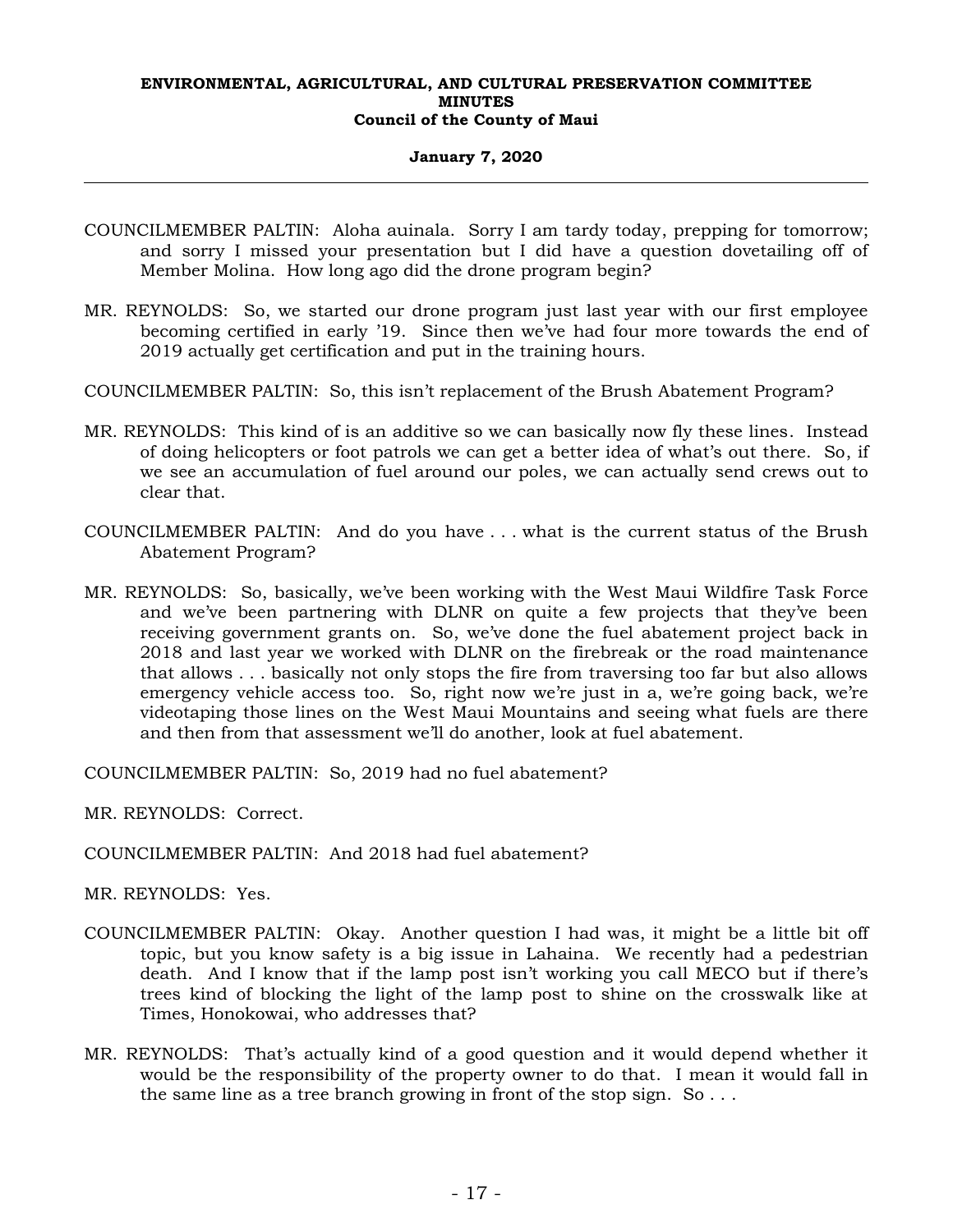COUNCILMEMBER PALTIN: Aloha auinala. Sorry I am tardy today, prepping for tomorrow; and sorry I missed your presentation but I did have a question dovetailing off of Member Molina. How long ago did the drone program begin?

MR. REYNOLDS: So, we started our drone program just last year with our first employee becoming certified in early '19. Since then we've had four more towards the end of 2019 actually get certification and put in the training hours.

COUNCILMEMBER PALTIN: So, this isn't replacement of the Brush Abatement Program?

MR. REYNOLDS: This kind of is an additive so we can basically now fly these lines. Instead of doing helicopters or foot patrols we can get a better idea of what's out there. So, if we see an accumulation of fuel around our poles, we can actually send crews out to clear that.

COUNCILMEMBER PALTIN: And do you have . . . what is the current status of the Brush Abatement Program?

MR. REYNOLDS: So, basically, we've been working with the West Maui Wildfire Task Force and we've been partnering with DLNR on quite a few projects that they've been receiving government grants on. So, we've done the fuel abatement project back in 2018 and last year we worked with DLNR on the firebreak or the road maintenance that allows . . . basically not only stops the fire from traversing too far but also allows emergency vehicle access too. So, right now we're just in a, we're going back, we're videotaping those lines on the West Maui Mountains and seeing what fuels are there and then from that assessment we'll do another, look at fuel abatement.

COUNCILMEMBER PALTIN: So, 2019 had no fuel abatement?

MR. REYNOLDS: Correct.

COUNCILMEMBER PALTIN: And 2018 had fuel abatement?

MR. REYNOLDS: Yes.

COUNCILMEMBER PALTIN: Okay. Another question I had was, it might be a little bit off topic, but you know safety is a big issue in Lahaina. We recently had a pedestrian death. And I know that if the lamp post isn't working you call MECO but if there's trees kind of blocking the light of the lamp post to shine on the crosswalk like at Times, Honokowai, who addresses that?

MR. REYNOLDS: That's actually kind of a good question and it would depend whether it would be the responsibility of the property owner to do that. I mean it would fall in the same line as a tree branch growing in front of the stop sign. So . . .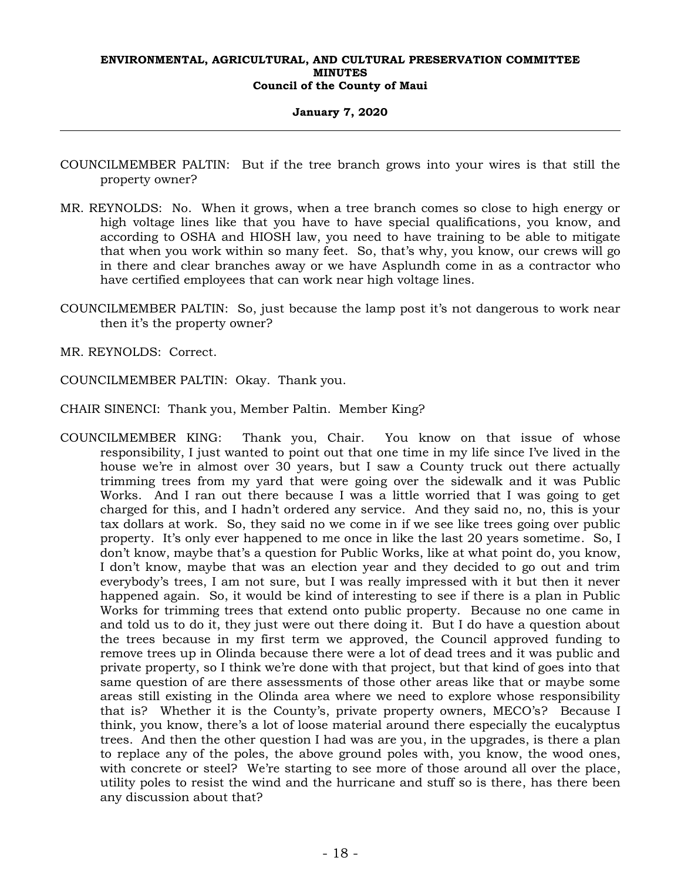COUNCILMEMBER PALTIN: But if the tree branch grows into your wires is that still the property owner?

MR. REYNOLDS: No. When it grows, when a tree branch comes so close to high energy or high voltage lines like that you have to have special qualifications, you know, and according to OSHA and HIOSH law, you need to have training to be able to mitigate that when you work within so many feet. So, that's why, you know, our crews will go in there and clear branches away or we have Asplundh come in as a contractor who have certified employees that can work near high voltage lines.

COUNCILMEMBER PALTIN: So, just because the lamp post it's not dangerous to work near then it's the property owner?

MR. REYNOLDS: Correct.

COUNCILMEMBER PALTIN: Okay. Thank you.

CHAIR SINENCI: Thank you, Member Paltin. Member King?

COUNCILMEMBER KING: Thank you, Chair. You know on that issue of whose responsibility, I just wanted to point out that one time in my life since I've lived in the house we're in almost over 30 years, but I saw a County truck out there actually trimming trees from my yard that were going over the sidewalk and it was Public Works. And I ran out there because I was a little worried that I was going to get charged for this, and I hadn't ordered any service. And they said no, no, this is your tax dollars at work. So, they said no we come in if we see like trees going over public property. It's only ever happened to me once in like the last 20 years sometime. So, I don't know, maybe that's a question for Public Works, like at what point do, you know, I don't know, maybe that was an election year and they decided to go out and trim everybody's trees, I am not sure, but I was really impressed with it but then it never happened again. So, it would be kind of interesting to see if there is a plan in Public Works for trimming trees that extend onto public property. Because no one came in and told us to do it, they just were out there doing it. But I do have a question about the trees because in my first term we approved, the Council approved funding to remove trees up in Olinda because there were a lot of dead trees and it was public and private property, so I think we're done with that project, but that kind of goes into that same question of are there assessments of those other areas like that or maybe some areas still existing in the Olinda area where we need to explore whose responsibility that is? Whether it is the County's, private property owners, MECO's? Because I think, you know, there's a lot of loose material around there especially the eucalyptus trees. And then the other question I had was are you, in the upgrades, is there a plan to replace any of the poles, the above ground poles with, you know, the wood ones, with concrete or steel? We're starting to see more of those around all over the place, utility poles to resist the wind and the hurricane and stuff so is there, has there been any discussion about that?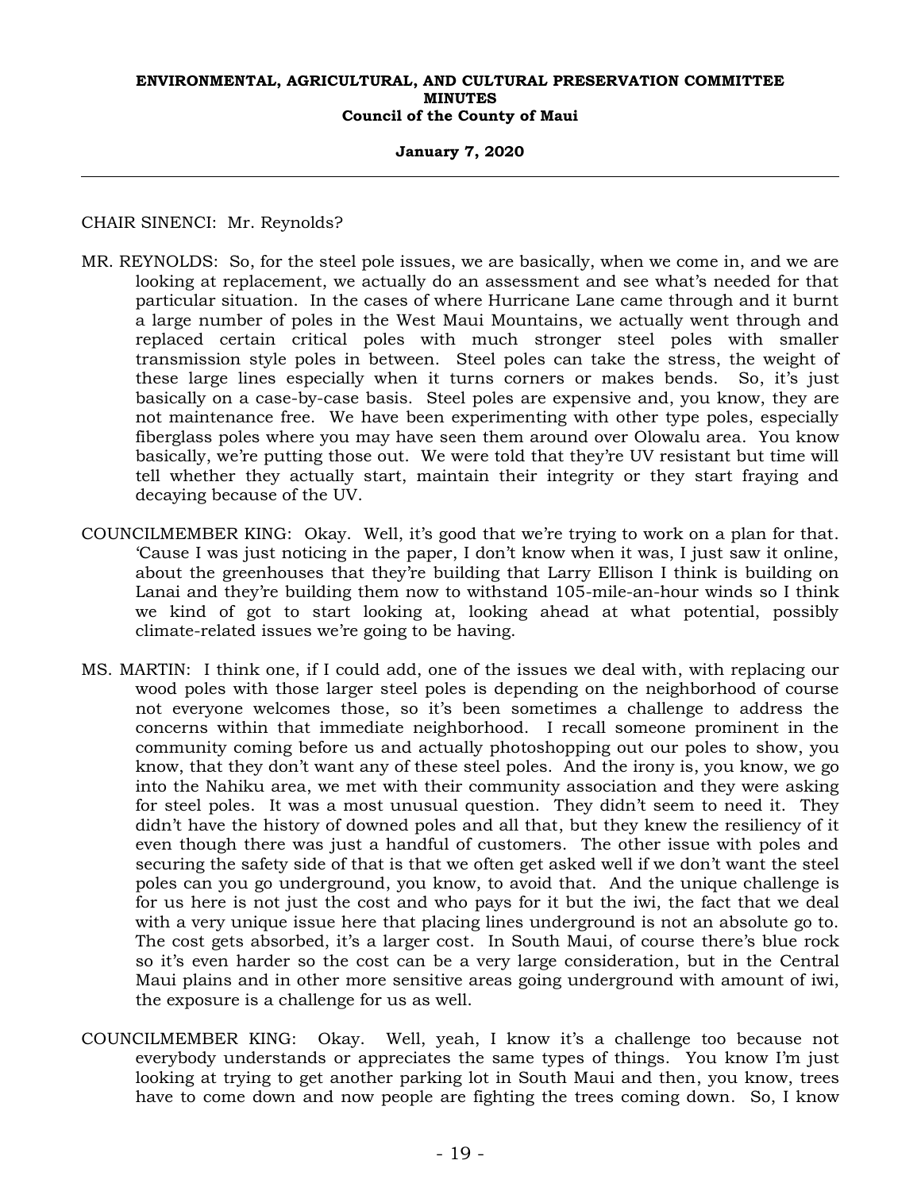CHAIR SINENCI: Mr. Reynolds?

MR. REYNOLDS: So, for the steel pole issues, we are basically, when we come in, and we are looking at replacement, we actually do an assessment and see what's needed for that particular situation. In the cases of where Hurricane Lane came through and it burnt a large number of poles in the West Maui Mountains, we actually went through and replaced certain critical poles with much stronger steel poles with smaller transmission style poles in between. Steel poles can take the stress, the weight of these large lines especially when it turns corners or makes bends. So, it's just basically on a case-by-case basis. Steel poles are expensive and, you know, they are not maintenance free. We have been experimenting with other type poles, especially fiberglass poles where you may have seen them around over Olowalu area. You know basically, we're putting those out. We were told that they're UV resistant but time will tell whether they actually start, maintain their integrity or they start fraying and decaying because of the UV.

COUNCILMEMBER KING: Okay. Well, it's good that we're trying to work on a plan for that. 'Cause I was just noticing in the paper, I don't know when it was, I just saw it online, about the greenhouses that they're building that Larry Ellison I think is building on Lanai and they're building them now to withstand 105-mile-an-hour winds so I think we kind of got to start looking at, looking ahead at what potential, possibly climate-related issues we're going to be having.

MS. MARTIN: I think one, if I could add, one of the issues we deal with, with replacing our wood poles with those larger steel poles is depending on the neighborhood of course not everyone welcomes those, so it's been sometimes a challenge to address the concerns within that immediate neighborhood. I recall someone prominent in the community coming before us and actually photoshopping out our poles to show, you know, that they don't want any of these steel poles. And the irony is, you know, we go into the Nahiku area, we met with their community association and they were asking for steel poles. It was a most unusual question. They didn't seem to need it. They didn't have the history of downed poles and all that, but they knew the resiliency of it even though there was just a handful of customers. The other issue with poles and securing the safety side of that is that we often get asked well if we don't want the steel poles can you go underground, you know, to avoid that. And the unique challenge is for us here is not just the cost and who pays for it but the iwi, the fact that we deal with a very unique issue here that placing lines underground is not an absolute go to. The cost gets absorbed, it's a larger cost. In South Maui, of course there's blue rock so it's even harder so the cost can be a very large consideration, but in the Central Maui plains and in other more sensitive areas going underground with amount of iwi, the exposure is a challenge for us as well.

COUNCILMEMBER KING: Okay. Well, yeah, I know it's a challenge too because not everybody understands or appreciates the same types of things. You know I'm just looking at trying to get another parking lot in South Maui and then, you know, trees have to come down and now people are fighting the trees coming down. So, I know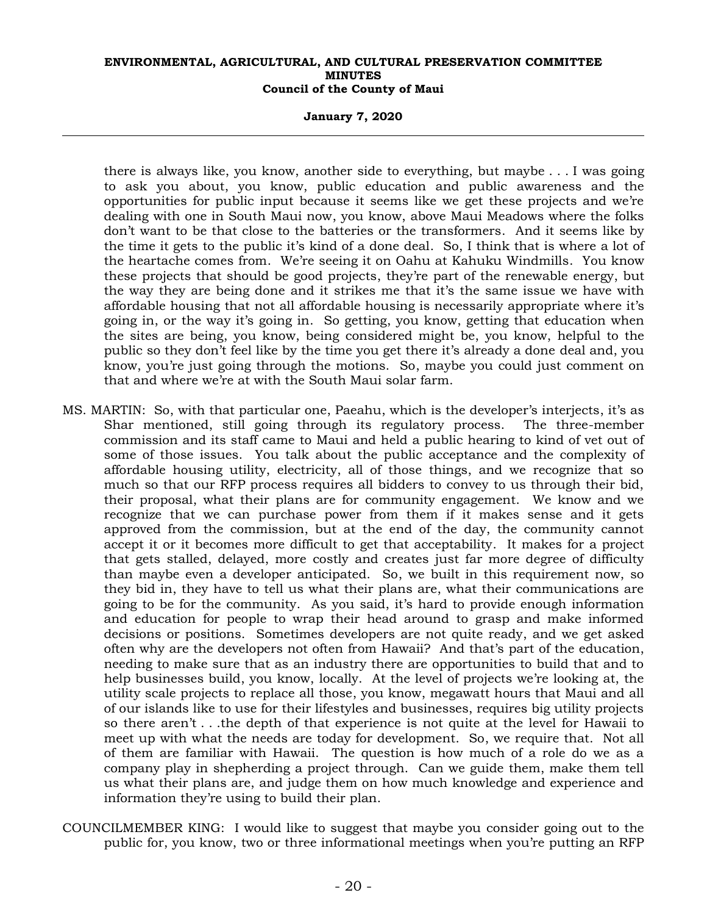there is always like, you know, another side to everything, but maybe . . . I was going to ask you about, you know, public education and public awareness and the opportunities for public input because it seems like we get these projects and we're dealing with one in South Maui now, you know, above Maui Meadows where the folks don't want to be that close to the batteries or the transformers. And it seems like by the time it gets to the public it's kind of a done deal. So, I think that is where a lot of the heartache comes from. We're seeing it on Oahu at Kahuku Windmills. You know these projects that should be good projects, they're part of the renewable energy, but the way they are being done and it strikes me that it's the same issue we have with affordable housing that not all affordable housing is necessarily appropriate where it's going in, or the way it's going in. So getting, you know, getting that education when the sites are being, you know, being considered might be, you know, helpful to the public so they don't feel like by the time you get there it's already a done deal and, you know, you're just going through the motions. So, maybe you could just comment on that and where we're at with the South Maui solar farm.

MS. MARTIN: So, with that particular one, Paeahu, which is the developer's interjects, it's as Shar mentioned, still going through its regulatory process. The three-member commission and its staff came to Maui and held a public hearing to kind of vet out of some of those issues. You talk about the public acceptance and the complexity of affordable housing utility, electricity, all of those things, and we recognize that so much so that our RFP process requires all bidders to convey to us through their bid, their proposal, what their plans are for community engagement. We know and we recognize that we can purchase power from them if it makes sense and it gets approved from the commission, but at the end of the day, the community cannot accept it or it becomes more difficult to get that acceptability. It makes for a project that gets stalled, delayed, more costly and creates just far more degree of difficulty than maybe even a developer anticipated. So, we built in this requirement now, so they bid in, they have to tell us what their plans are, what their communications are going to be for the community. As you said, it's hard to provide enough information and education for people to wrap their head around to grasp and make informed decisions or positions. Sometimes developers are not quite ready, and we get asked often why are the developers not often from Hawaii? And that's part of the education, needing to make sure that as an industry there are opportunities to build that and to help businesses build, you know, locally. At the level of projects we're looking at, the utility scale projects to replace all those, you know, megawatt hours that Maui and all of our islands like to use for their lifestyles and businesses, requires big utility projects so there aren't . . .the depth of that experience is not quite at the level for Hawaii to meet up with what the needs are today for development. So, we require that. Not all of them are familiar with Hawaii. The question is how much of a role do we as a company play in shepherding a project through. Can we guide them, make them tell us what their plans are, and judge them on how much knowledge and experience and information they're using to build their plan.

COUNCILMEMBER KING: I would like to suggest that maybe you consider going out to the public for, you know, two or three informational meetings when you're putting an RFP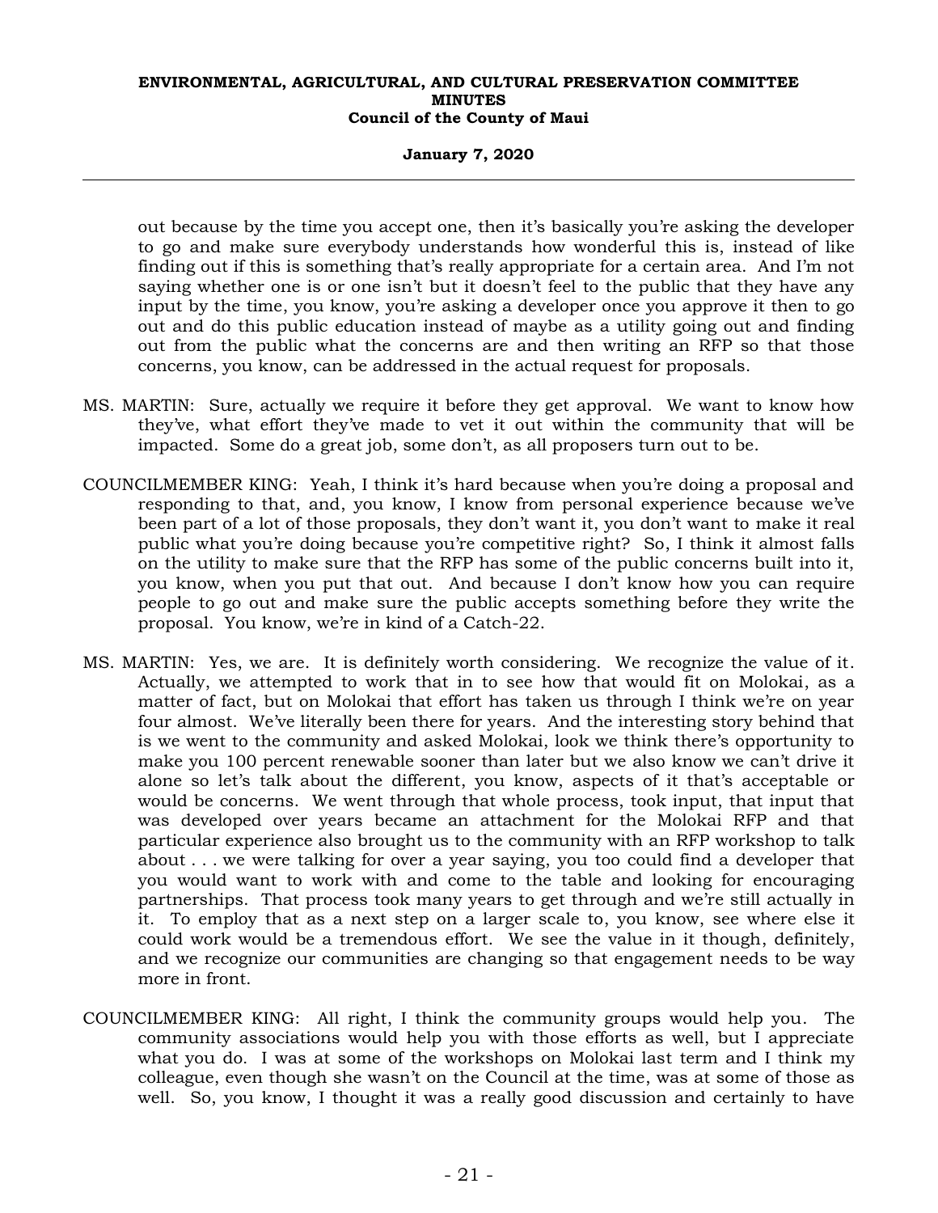out because by the time you accept one, then it's basically you're asking the developer to go and make sure everybody understands how wonderful this is, instead of like finding out if this is something that's really appropriate for a certain area. And I'm not saying whether one is or one isn't but it doesn't feel to the public that they have any input by the time, you know, you're asking a developer once you approve it then to go out and do this public education instead of maybe as a utility going out and finding out from the public what the concerns are and then writing an RFP so that those concerns, you know, can be addressed in the actual request for proposals.

MS. MARTIN: Sure, actually we require it before they get approval. We want to know how they've, what effort they've made to vet it out within the community that will be impacted. Some do a great job, some don't, as all proposers turn out to be.

COUNCILMEMBER KING: Yeah, I think it's hard because when you're doing a proposal and responding to that, and, you know, I know from personal experience because we've been part of a lot of those proposals, they don't want it, you don't want to make it real public what you're doing because you're competitive right? So, I think it almost falls on the utility to make sure that the RFP has some of the public concerns built into it, you know, when you put that out. And because I don't know how you can require people to go out and make sure the public accepts something before they write the proposal. You know, we're in kind of a Catch-22.

MS. MARTIN: Yes, we are. It is definitely worth considering. We recognize the value of it. Actually, we attempted to work that in to see how that would fit on Molokai, as a matter of fact, but on Molokai that effort has taken us through I think we're on year four almost. We've literally been there for years. And the interesting story behind that is we went to the community and asked Molokai, look we think there's opportunity to make you 100 percent renewable sooner than later but we also know we can't drive it alone so let's talk about the different, you know, aspects of it that's acceptable or would be concerns. We went through that whole process, took input, that input that was developed over years became an attachment for the Molokai RFP and that particular experience also brought us to the community with an RFP workshop to talk about . . . we were talking for over a year saying, you too could find a developer that you would want to work with and come to the table and looking for encouraging partnerships. That process took many years to get through and we're still actually in it. To employ that as a next step on a larger scale to, you know, see where else it could work would be a tremendous effort. We see the value in it though, definitely, and we recognize our communities are changing so that engagement needs to be way more in front.

COUNCILMEMBER KING: All right, I think the community groups would help you. The community associations would help you with those efforts as well, but I appreciate what you do. I was at some of the workshops on Molokai last term and I think my colleague, even though she wasn't on the Council at the time, was at some of those as well. So, you know, I thought it was a really good discussion and certainly to have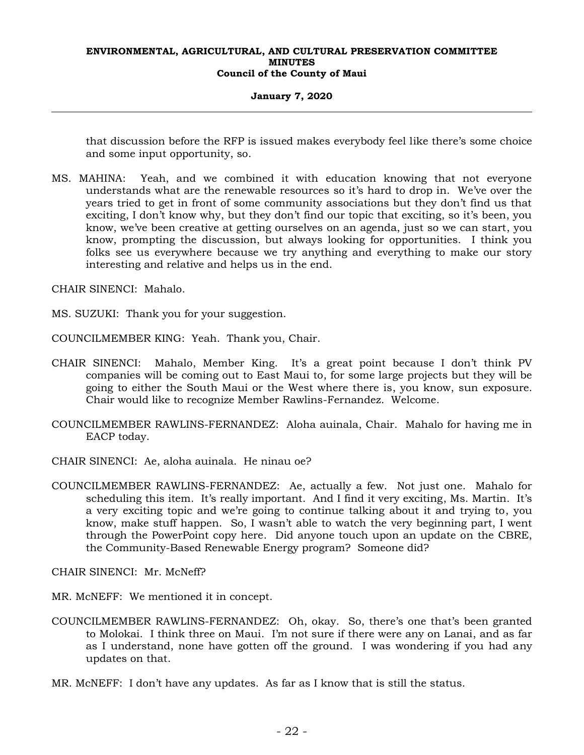that discussion before the RFP is issued makes everybody feel like there's some choice and some input opportunity, so.

MS. MAHINA: Yeah, and we combined it with education knowing that not everyone understands what are the renewable resources so it's hard to drop in. We've over the years tried to get in front of some community associations but they don't find us that exciting, I don't know why, but they don't find our topic that exciting, so it's been, you know, we've been creative at getting ourselves on an agenda, just so we can start, you know, prompting the discussion, but always looking for opportunities. I think you folks see us everywhere because we try anything and everything to make our story interesting and relative and helps us in the end.

CHAIR SINENCI: Mahalo.

MS. SUZUKI: Thank you for your suggestion.

COUNCILMEMBER KING: Yeah. Thank you, Chair.

CHAIR SINENCI: Mahalo, Member King. It's a great point because I don't think PV companies will be coming out to East Maui to, for some large projects but they will be going to either the South Maui or the West where there is, you know, sun exposure. Chair would like to recognize Member Rawlins-Fernandez. Welcome.

COUNCILMEMBER RAWLINS-FERNANDEZ: Aloha auinala, Chair. Mahalo for having me in EACP today.

CHAIR SINENCI: Ae, aloha auinala. He ninau oe?

COUNCILMEMBER RAWLINS-FERNANDEZ: Ae, actually a few. Not just one. Mahalo for scheduling this item. It's really important. And I find it very exciting, Ms. Martin. It's a very exciting topic and we're going to continue talking about it and trying to, you know, make stuff happen. So, I wasn't able to watch the very beginning part, I went through the PowerPoint copy here. Did anyone touch upon an update on the CBRE, the Community-Based Renewable Energy program? Someone did?

CHAIR SINENCI: Mr. McNeff?

MR. McNEFF: We mentioned it in concept.

COUNCILMEMBER RAWLINS-FERNANDEZ: Oh, okay. So, there's one that's been granted to Molokai. I think three on Maui. I'm not sure if there were any on Lanai, and as far as I understand, none have gotten off the ground. I was wondering if you had any updates on that.

MR. McNEFF: I don't have any updates. As far as I know that is still the status.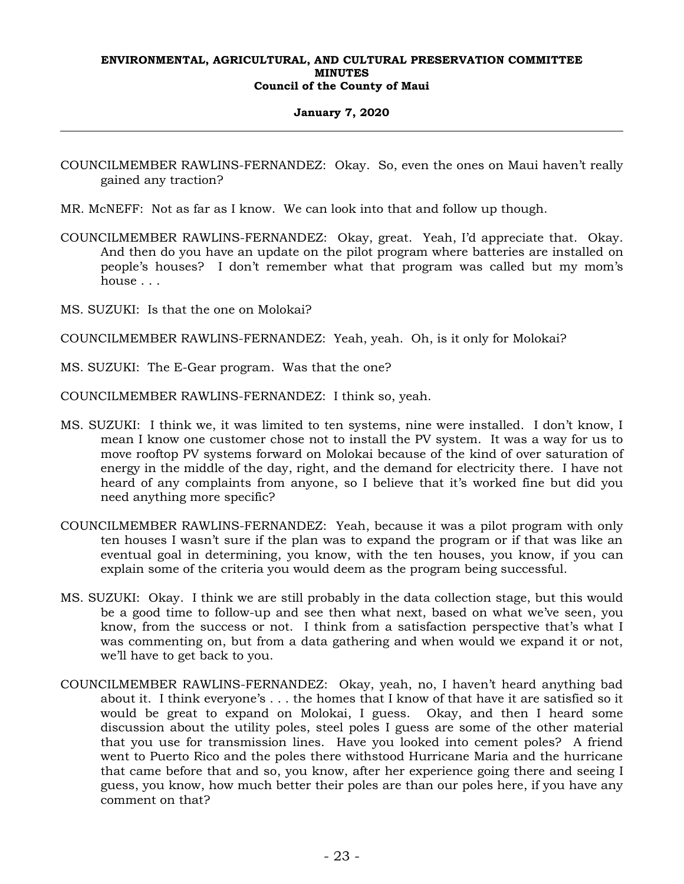COUNCILMEMBER RAWLINS-FERNANDEZ: Okay. So, even the ones on Maui haven't really gained any traction?

MR. McNEFF: Not as far as I know. We can look into that and follow up though.

COUNCILMEMBER RAWLINS-FERNANDEZ: Okay, great. Yeah, I'd appreciate that. Okay. And then do you have an update on the pilot program where batteries are installed on people's houses? I don't remember what that program was called but my mom's house . . .

MS. SUZUKI: Is that the one on Molokai?

COUNCILMEMBER RAWLINS-FERNANDEZ: Yeah, yeah. Oh, is it only for Molokai?

MS. SUZUKI: The E-Gear program. Was that the one?

COUNCILMEMBER RAWLINS-FERNANDEZ: I think so, yeah.

MS. SUZUKI: I think we, it was limited to ten systems, nine were installed. I don't know, I mean I know one customer chose not to install the PV system. It was a way for us to move rooftop PV systems forward on Molokai because of the kind of over saturation of energy in the middle of the day, right, and the demand for electricity there. I have not heard of any complaints from anyone, so I believe that it's worked fine but did you need anything more specific?

COUNCILMEMBER RAWLINS-FERNANDEZ: Yeah, because it was a pilot program with only ten houses I wasn't sure if the plan was to expand the program or if that was like an eventual goal in determining, you know, with the ten houses, you know, if you can explain some of the criteria you would deem as the program being successful.

MS. SUZUKI: Okay. I think we are still probably in the data collection stage, but this would be a good time to follow-up and see then what next, based on what we've seen, you know, from the success or not. I think from a satisfaction perspective that's what I was commenting on, but from a data gathering and when would we expand it or not, we'll have to get back to you.

COUNCILMEMBER RAWLINS-FERNANDEZ: Okay, yeah, no, I haven't heard anything bad about it. I think everyone's . . . the homes that I know of that have it are satisfied so it would be great to expand on Molokai, I guess. Okay, and then I heard some discussion about the utility poles, steel poles I guess are some of the other material that you use for transmission lines. Have you looked into cement poles? A friend went to Puerto Rico and the poles there withstood Hurricane Maria and the hurricane that came before that and so, you know, after her experience going there and seeing I guess, you know, how much better their poles are than our poles here, if you have any comment on that?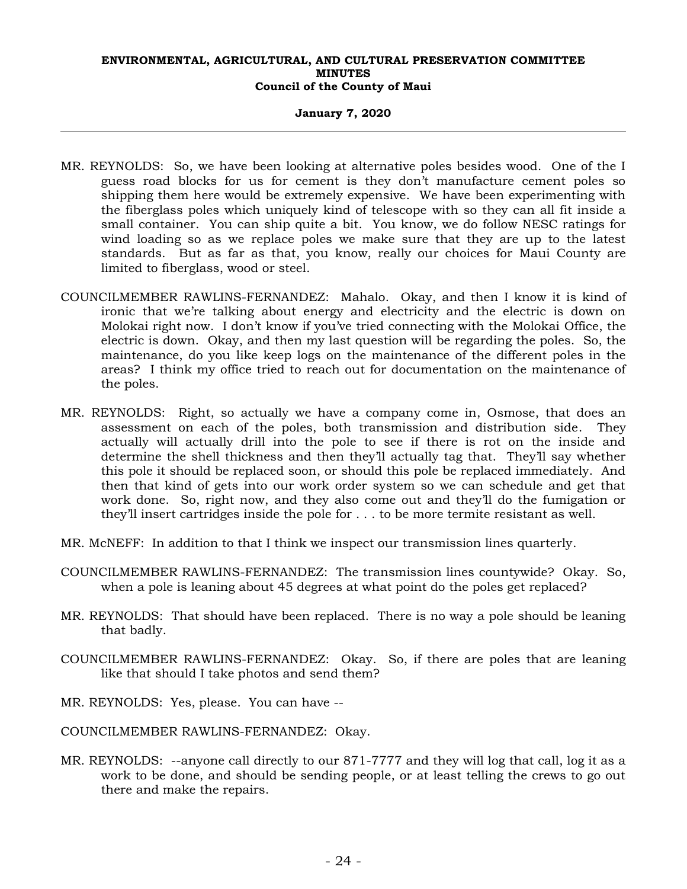MR. REYNOLDS: So, we have been looking at alternative poles besides wood. One of the I guess road blocks for us for cement is they don't manufacture cement poles so shipping them here would be extremely expensive. We have been experimenting with the fiberglass poles which uniquely kind of telescope with so they can all fit inside a small container. You can ship quite a bit. You know, we do follow NESC ratings for wind loading so as we replace poles we make sure that they are up to the latest standards. But as far as that, you know, really our choices for Maui County are limited to fiberglass, wood or steel.

COUNCILMEMBER RAWLINS-FERNANDEZ: Mahalo. Okay, and then I know it is kind of ironic that we're talking about energy and electricity and the electric is down on Molokai right now. I don't know if you've tried connecting with the Molokai Office, the electric is down. Okay, and then my last question will be regarding the poles. So, the maintenance, do you like keep logs on the maintenance of the different poles in the areas? I think my office tried to reach out for documentation on the maintenance of the poles.

MR. REYNOLDS: Right, so actually we have a company come in, Osmose, that does an assessment on each of the poles, both transmission and distribution side. They actually will actually drill into the pole to see if there is rot on the inside and determine the shell thickness and then they'll actually tag that. They'll say whether this pole it should be replaced soon, or should this pole be replaced immediately. And then that kind of gets into our work order system so we can schedule and get that work done. So, right now, and they also come out and they'll do the fumigation or they'll insert cartridges inside the pole for . . . to be more termite resistant as well.

MR. McNEFF: In addition to that I think we inspect our transmission lines quarterly.

COUNCILMEMBER RAWLINS-FERNANDEZ: The transmission lines countywide? Okay. So, when a pole is leaning about 45 degrees at what point do the poles get replaced?

MR. REYNOLDS: That should have been replaced. There is no way a pole should be leaning that badly.

COUNCILMEMBER RAWLINS-FERNANDEZ: Okay. So, if there are poles that are leaning like that should I take photos and send them?

MR. REYNOLDS: Yes, please. You can have --

COUNCILMEMBER RAWLINS-FERNANDEZ: Okay.

MR. REYNOLDS: --anyone call directly to our 871-7777 and they will log that call, log it as a work to be done, and should be sending people, or at least telling the crews to go out there and make the repairs.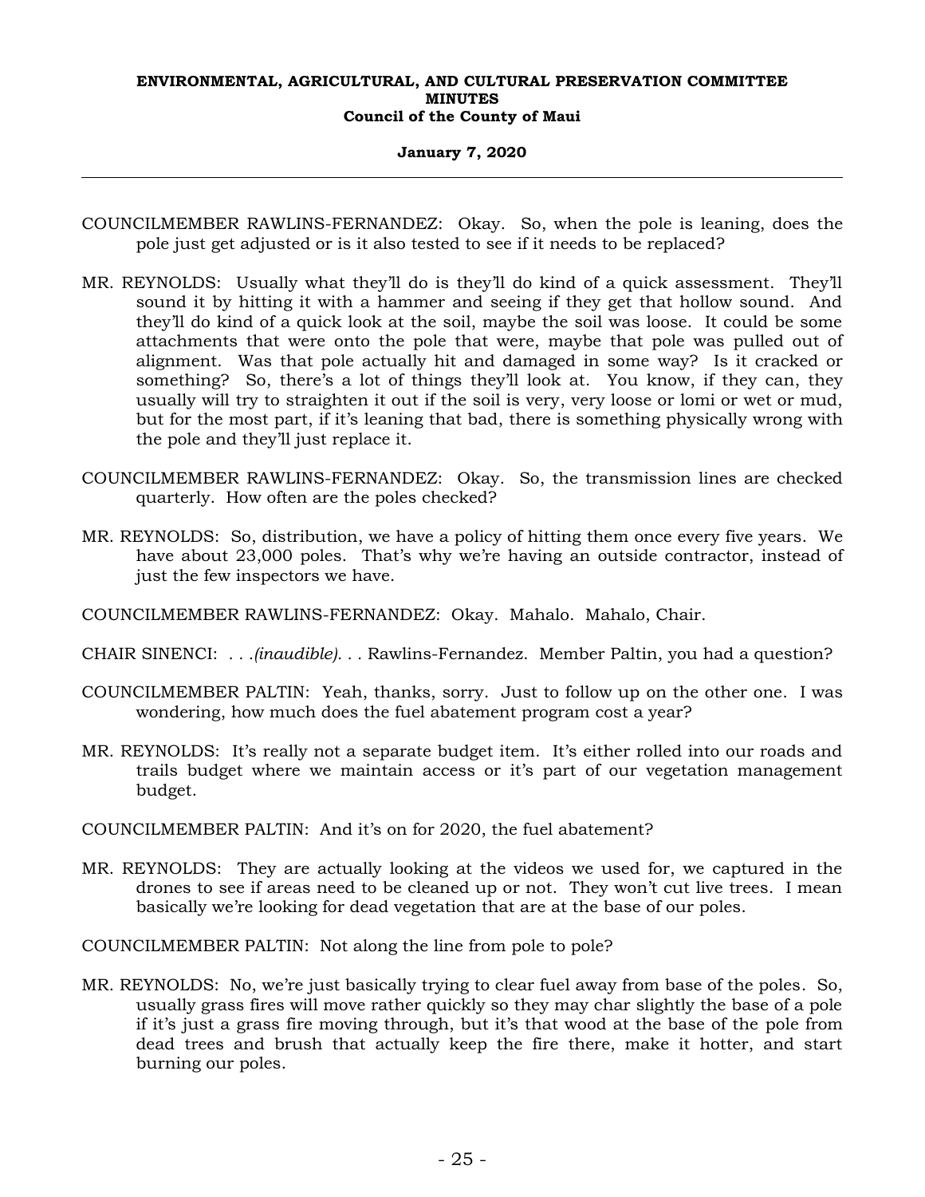COUNCILMEMBER RAWLINS-FERNANDEZ: Okay. So, when the pole is leaning, does the pole just get adjusted or is it also tested to see if it needs to be replaced?

MR. REYNOLDS: Usually what they'll do is they'll do kind of a quick assessment. They'll sound it by hitting it with a hammer and seeing if they get that hollow sound. And they'll do kind of a quick look at the soil, maybe the soil was loose. It could be some attachments that were onto the pole that were, maybe that pole was pulled out of alignment. Was that pole actually hit and damaged in some way? Is it cracked or something? So, there's a lot of things they'll look at. You know, if they can, they usually will try to straighten it out if the soil is very, very loose or lomi or wet or mud, but for the most part, if it's leaning that bad, there is something physically wrong with the pole and they'll just replace it.

COUNCILMEMBER RAWLINS-FERNANDEZ: Okay. So, the transmission lines are checked quarterly. How often are the poles checked?

MR. REYNOLDS: So, distribution, we have a policy of hitting them once every five years. We have about 23,000 poles. That's why we're having an outside contractor, instead of just the few inspectors we have.

COUNCILMEMBER RAWLINS-FERNANDEZ: Okay. Mahalo. Mahalo, Chair.

CHAIR SINENCI: *. . .(inaudible). . .* Rawlins-Fernandez. Member Paltin, you had a question?

COUNCILMEMBER PALTIN: Yeah, thanks, sorry. Just to follow up on the other one. I was wondering, how much does the fuel abatement program cost a year?

MR. REYNOLDS: It's really not a separate budget item. It's either rolled into our roads and trails budget where we maintain access or it's part of our vegetation management budget.

COUNCILMEMBER PALTIN: And it's on for 2020, the fuel abatement?

MR. REYNOLDS: They are actually looking at the videos we used for, we captured in the drones to see if areas need to be cleaned up or not. They won't cut live trees. I mean basically we're looking for dead vegetation that are at the base of our poles.

COUNCILMEMBER PALTIN: Not along the line from pole to pole?

MR. REYNOLDS: No, we're just basically trying to clear fuel away from base of the poles. So, usually grass fires will move rather quickly so they may char slightly the base of a pole if it's just a grass fire moving through, but it's that wood at the base of the pole from dead trees and brush that actually keep the fire there, make it hotter, and start burning our poles.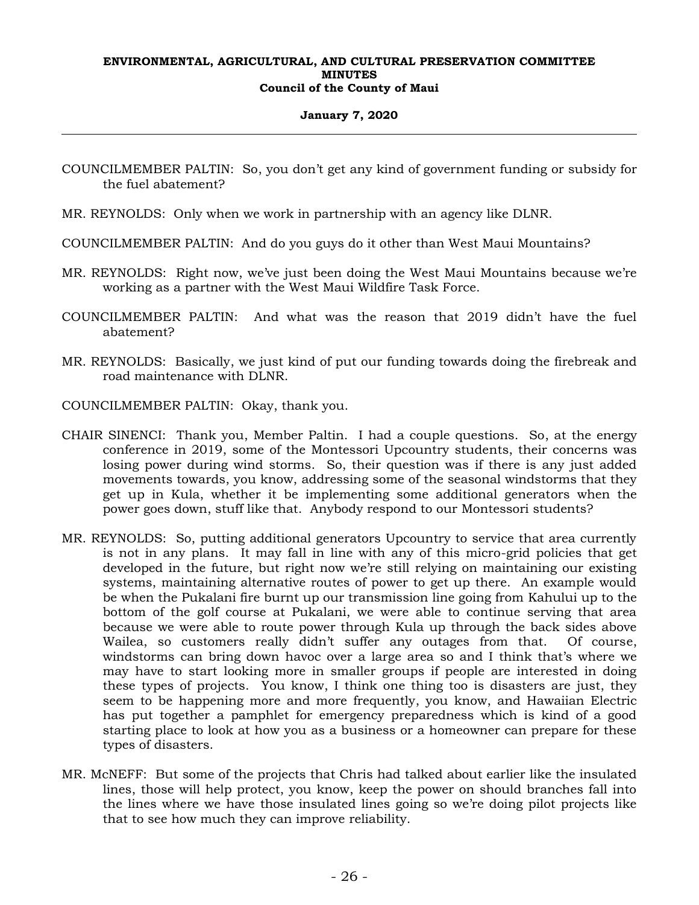COUNCILMEMBER PALTIN: So, you don't get any kind of government funding or subsidy for the fuel abatement?

MR. REYNOLDS: Only when we work in partnership with an agency like DLNR.

COUNCILMEMBER PALTIN: And do you guys do it other than West Maui Mountains?

MR. REYNOLDS: Right now, we've just been doing the West Maui Mountains because we're working as a partner with the West Maui Wildfire Task Force.

COUNCILMEMBER PALTIN: And what was the reason that 2019 didn't have the fuel abatement?

MR. REYNOLDS: Basically, we just kind of put our funding towards doing the firebreak and road maintenance with DLNR.

COUNCILMEMBER PALTIN: Okay, thank you.

CHAIR SINENCI: Thank you, Member Paltin. I had a couple questions. So, at the energy conference in 2019, some of the Montessori Upcountry students, their concerns was losing power during wind storms. So, their question was if there is any just added movements towards, you know, addressing some of the seasonal windstorms that they get up in Kula, whether it be implementing some additional generators when the power goes down, stuff like that. Anybody respond to our Montessori students?

MR. REYNOLDS: So, putting additional generators Upcountry to service that area currently is not in any plans. It may fall in line with any of this micro-grid policies that get developed in the future, but right now we're still relying on maintaining our existing systems, maintaining alternative routes of power to get up there. An example would be when the Pukalani fire burnt up our transmission line going from Kahului up to the bottom of the golf course at Pukalani, we were able to continue serving that area because we were able to route power through Kula up through the back sides above Wailea, so customers really didn't suffer any outages from that. Of course, windstorms can bring down havoc over a large area so and I think that's where we may have to start looking more in smaller groups if people are interested in doing these types of projects. You know, I think one thing too is disasters are just, they seem to be happening more and more frequently, you know, and Hawaiian Electric has put together a pamphlet for emergency preparedness which is kind of a good starting place to look at how you as a business or a homeowner can prepare for these types of disasters.

MR. McNEFF: But some of the projects that Chris had talked about earlier like the insulated lines, those will help protect, you know, keep the power on should branches fall into the lines where we have those insulated lines going so we're doing pilot projects like that to see how much they can improve reliability.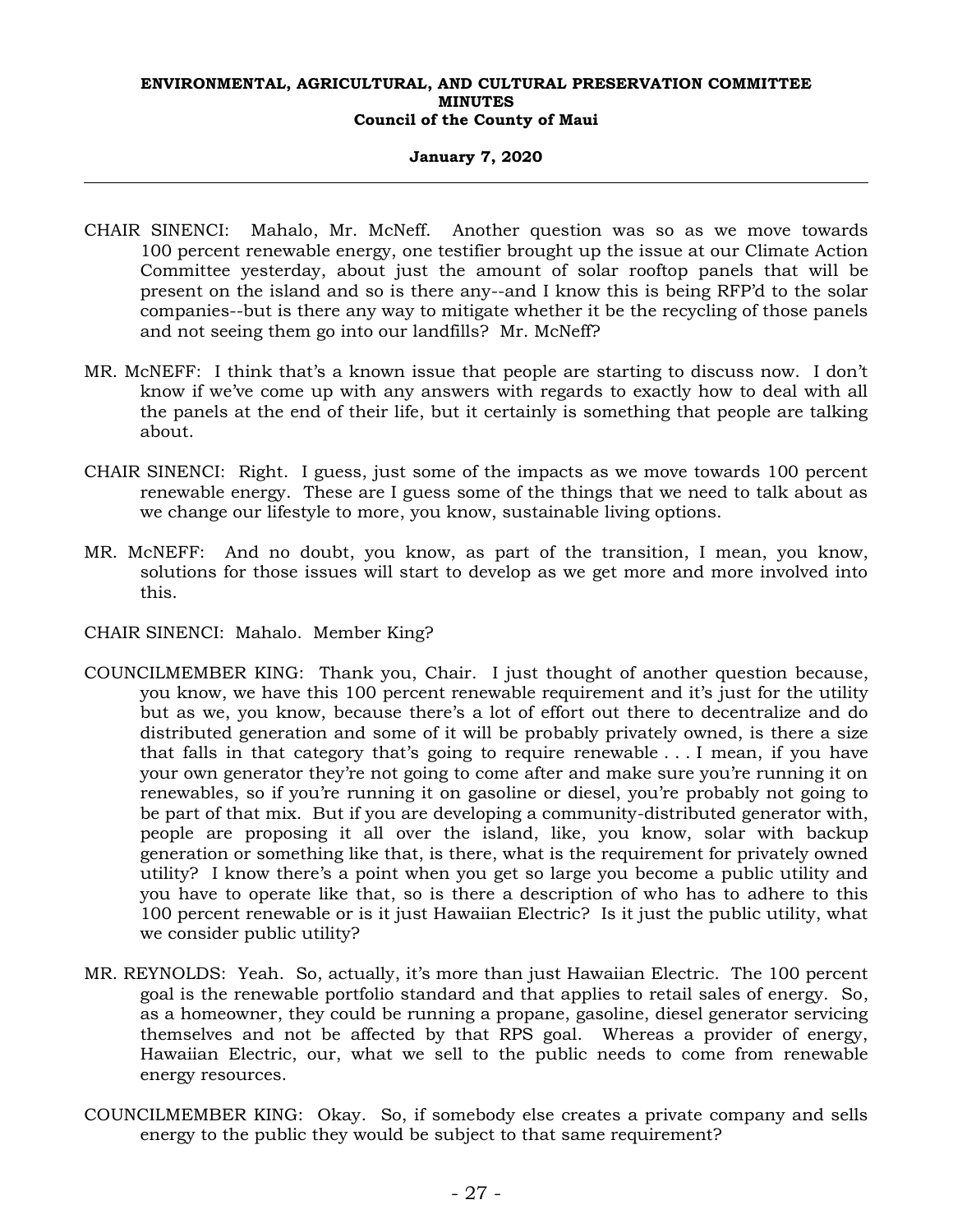CHAIR SINENCI: Mahalo, Mr. McNeff. Another question was so as we move towards 100 percent renewable energy, one testifier brought up the issue at our Climate Action Committee yesterday, about just the amount of solar rooftop panels that will be present on the island and so is there any--and I know this is being RFP'd to the solar companies--but is there any way to mitigate whether it be the recycling of those panels and not seeing them go into our landfills? Mr. McNeff?

MR. McNEFF: I think that's a known issue that people are starting to discuss now. I don't know if we've come up with any answers with regards to exactly how to deal with all the panels at the end of their life, but it certainly is something that people are talking about.

CHAIR SINENCI: Right. I guess, just some of the impacts as we move towards 100 percent renewable energy. These are I guess some of the things that we need to talk about as we change our lifestyle to more, you know, sustainable living options.

MR. McNEFF: And no doubt, you know, as part of the transition, I mean, you know, solutions for those issues will start to develop as we get more and more involved into this.

CHAIR SINENCI: Mahalo. Member King?

COUNCILMEMBER KING: Thank you, Chair. I just thought of another question because, you know, we have this 100 percent renewable requirement and it's just for the utility but as we, you know, because there's a lot of effort out there to decentralize and do distributed generation and some of it will be probably privately owned, is there a size that falls in that category that's going to require renewable . . . I mean, if you have your own generator they're not going to come after and make sure you're running it on renewables, so if you're running it on gasoline or diesel, you're probably not going to be part of that mix. But if you are developing a community-distributed generator with, people are proposing it all over the island, like, you know, solar with backup generation or something like that, is there, what is the requirement for privately owned utility? I know there's a point when you get so large you become a public utility and you have to operate like that, so is there a description of who has to adhere to this 100 percent renewable or is it just Hawaiian Electric? Is it just the public utility, what we consider public utility?

MR. REYNOLDS: Yeah. So, actually, it's more than just Hawaiian Electric. The 100 percent goal is the renewable portfolio standard and that applies to retail sales of energy. So, as a homeowner, they could be running a propane, gasoline, diesel generator servicing themselves and not be affected by that RPS goal. Whereas a provider of energy, Hawaiian Electric, our, what we sell to the public needs to come from renewable energy resources.

COUNCILMEMBER KING: Okay. So, if somebody else creates a private company and sells energy to the public they would be subject to that same requirement?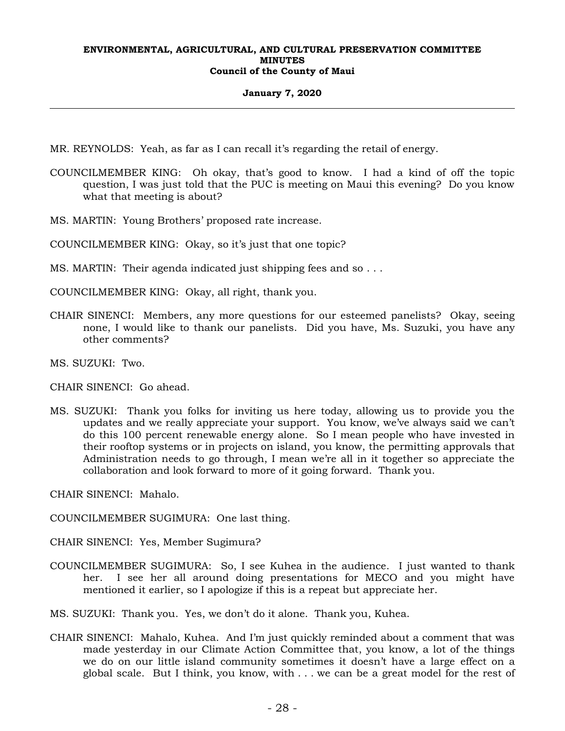MR. REYNOLDS: Yeah, as far as I can recall it's regarding the retail of energy.

COUNCILMEMBER KING: Oh okay, that's good to know. I had a kind of off the topic question, I was just told that the PUC is meeting on Maui this evening? Do you know what that meeting is about?

MS. MARTIN: Young Brothers' proposed rate increase.

COUNCILMEMBER KING: Okay, so it's just that one topic?

MS. MARTIN: Their agenda indicated just shipping fees and so . . .

COUNCILMEMBER KING: Okay, all right, thank you.

CHAIR SINENCI: Members, any more questions for our esteemed panelists? Okay, seeing none, I would like to thank our panelists. Did you have, Ms. Suzuki, you have any other comments?

MS. SUZUKI: Two.

CHAIR SINENCI: Go ahead.

MS. SUZUKI: Thank you folks for inviting us here today, allowing us to provide you the updates and we really appreciate your support. You know, we've always said we can't do this 100 percent renewable energy alone. So I mean people who have invested in their rooftop systems or in projects on island, you know, the permitting approvals that Administration needs to go through, I mean we're all in it together so appreciate the collaboration and look forward to more of it going forward. Thank you.

CHAIR SINENCI: Mahalo.

COUNCILMEMBER SUGIMURA: One last thing.

CHAIR SINENCI: Yes, Member Sugimura?

COUNCILMEMBER SUGIMURA: So, I see Kuhea in the audience. I just wanted to thank her. I see her all around doing presentations for MECO and you might have mentioned it earlier, so I apologize if this is a repeat but appreciate her.

MS. SUZUKI: Thank you. Yes, we don't do it alone. Thank you, Kuhea.

CHAIR SINENCI: Mahalo, Kuhea. And I'm just quickly reminded about a comment that was made yesterday in our Climate Action Committee that, you know, a lot of the things we do on our little island community sometimes it doesn't have a large effect on a global scale. But I think, you know, with . . . we can be a great model for the rest of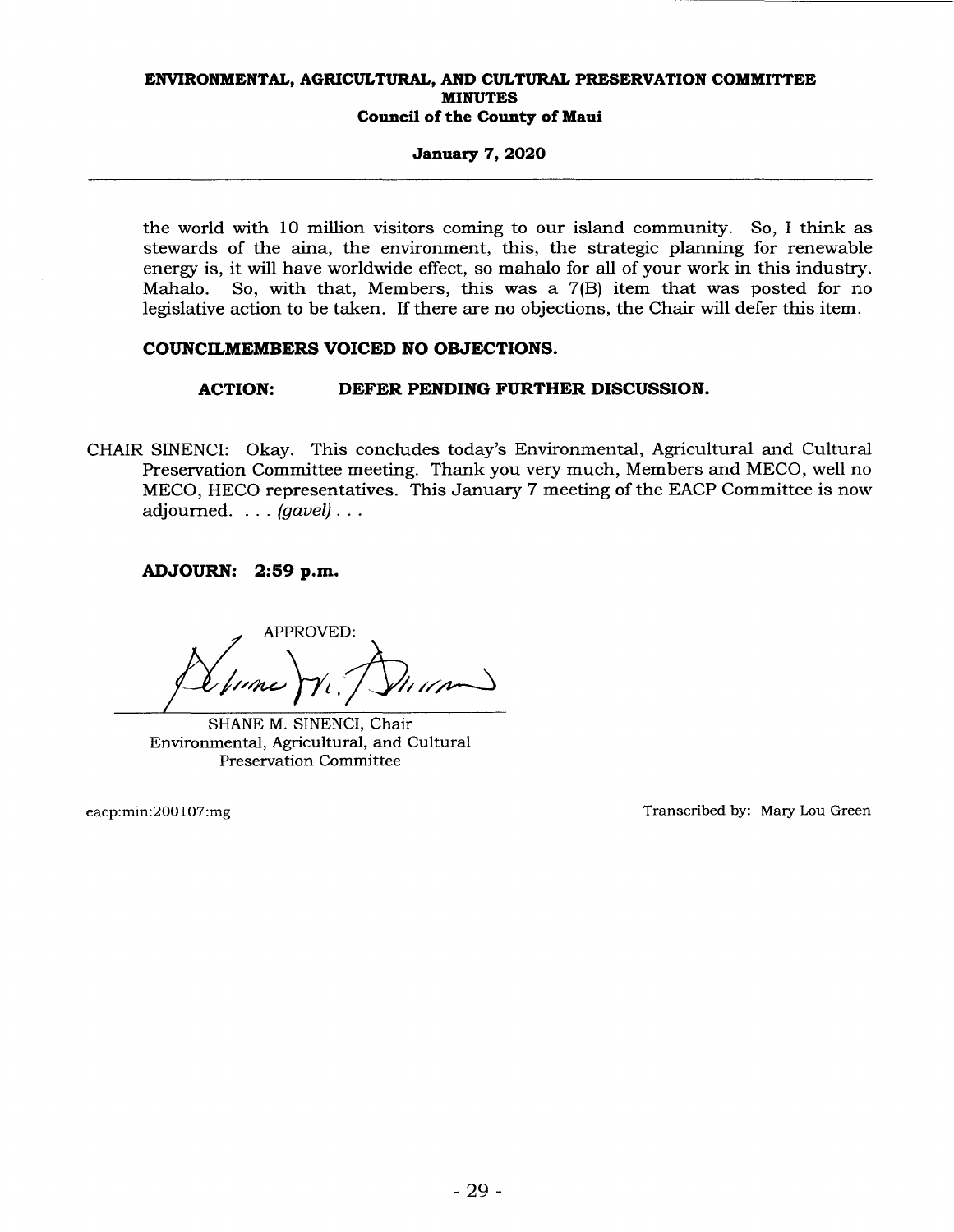the world with 10 million visitors coming to our island community. So, I think as stewards of the aina, the environment, this, the strategic planning for renewable energy is, it will have worldwide effect, so mahalo for all of your work in this industry. Mahalo. So, with that, Members, this was a 7(B) item that was posted for no legislative action to be taken. If there are no objections, the Chair will defer this item.

**COUNCILMEMBERS VOICED NO OBJECTIONS.**

**ACTION: DEFER PENDING FURTHER DISCUSSION.**

CHAIR SINENCI: Okay. This concludes today's Environmental, Agricultural and Cultural Preservation Committee meeting. Thank you very much, Members and MECO, well no MECO, HECO representatives. This January 7 meeting of the EACP Committee is now adjourned. . . . *(gavel)* . . .

**ADJOURN: 2:59 p.m.**

APPROVED:

SHANE M. SINENCI, Chair
Environmental, Agricultural, and Cultural Preservation Committee

eacp:min:200107:mg

Transcribed by: Mary Lou Green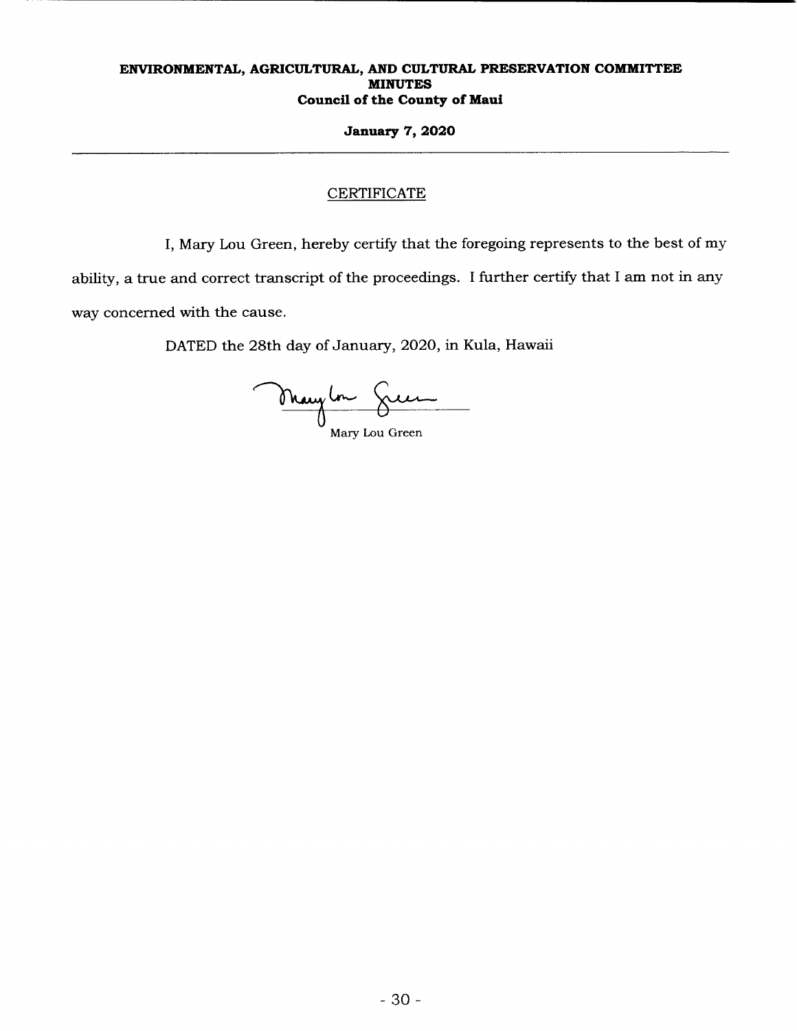**ENVIRONMENTAL, AGRICULTURAL, AND CULTURAL PRESERVATION COMMITTEE MINUTES**
**Council of the County of Maui**

**January 7, 2020**

---

CERTIFICATE

I, Mary Lou Green, hereby certify that the foregoing represents to the best of my ability, a true and correct transcript of the proceedings. I further certify that I am not in any way concerned with the cause.

DATED the 28th day of January, 2020, in Kula, Hawaii

Mary Lou Green